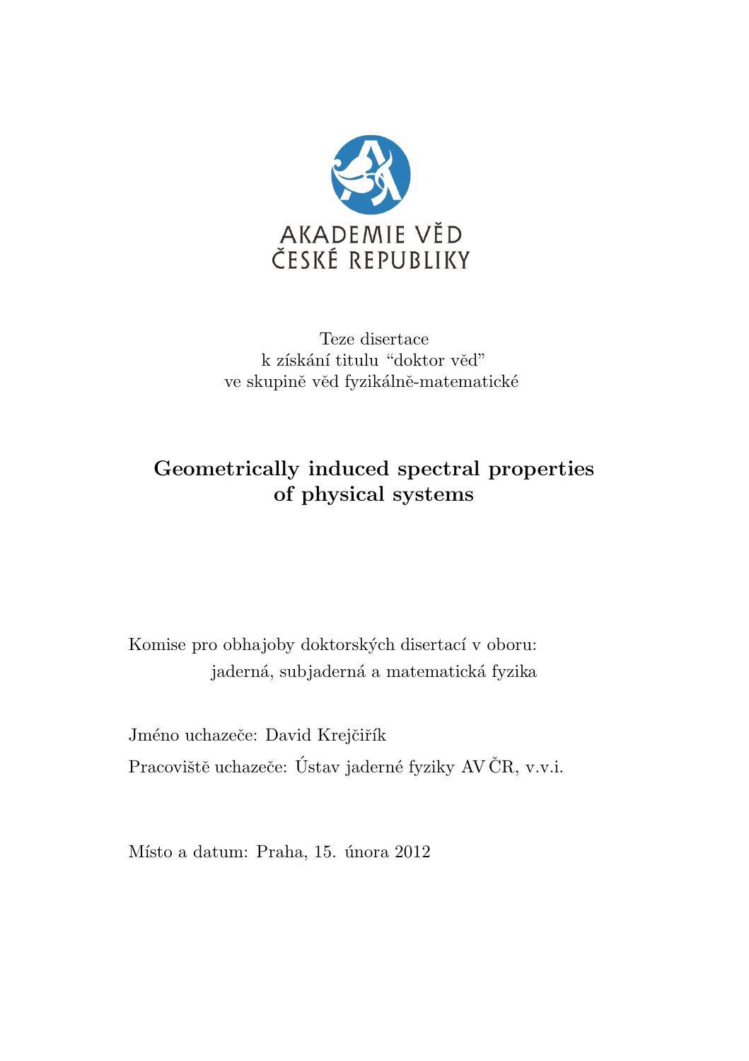AKADEMIE VĚD ČESKÉ REPUBLIKY

Teze disertace
k získání titulu "doktor věd"
ve skupině věd fyzikálně-matematické

# Geometrically induced spectral properties of physical systems

Komise pro obhajoby doktorských disertací v oboru:
jaderná, subjaderná a matematická fyzika

Jméno uchazeče: David Krejčiřík

Pracoviště uchazeče: Ústav jaderné fyziky AV ČR, v.v.i.

Místo a datum: Praha, 15. února 2012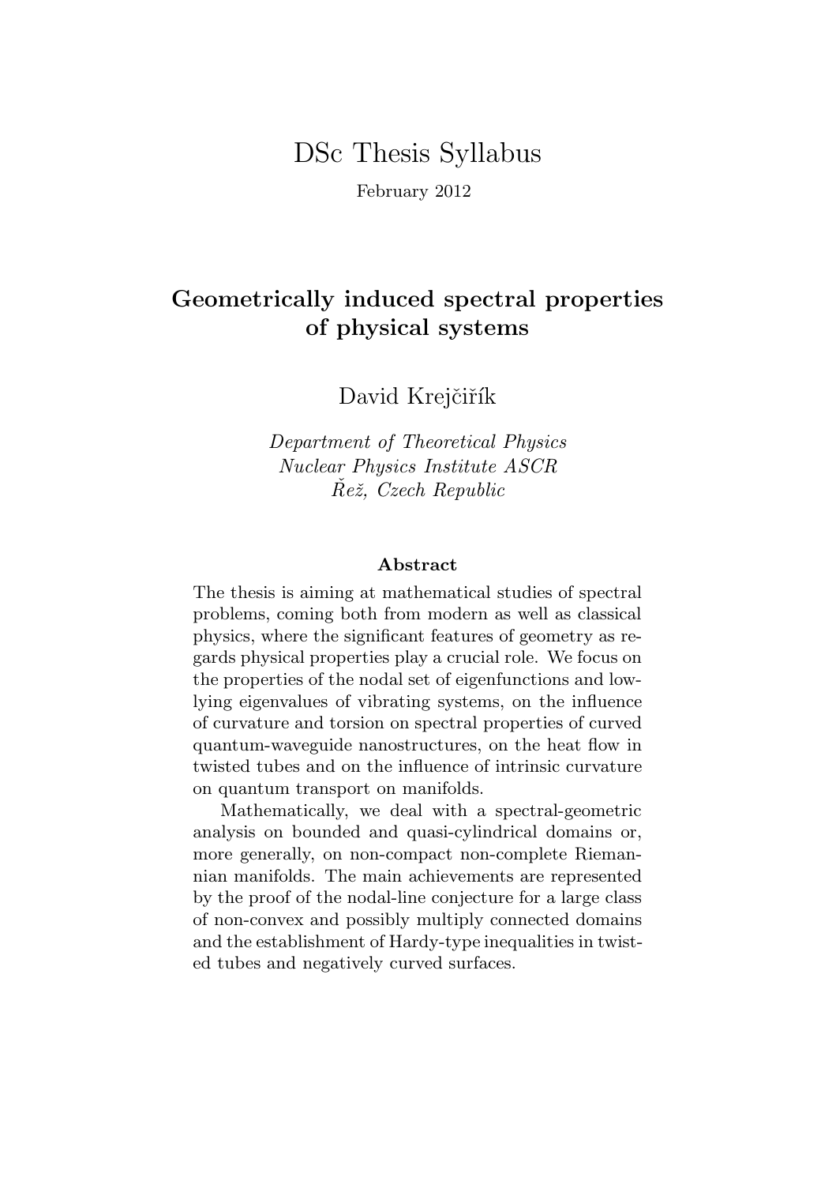# DSc Thesis Syllabus

February 2012

## Geometrically induced spectral properties of physical systems

David Krejčiřík

*Department of Theoretical Physics*
*Nuclear Physics Institute ASCR*
*Řež, Czech Republic*

### Abstract

The thesis is aiming at mathematical studies of spectral problems, coming both from modern as well as classical physics, where the significant features of geometry as regards physical properties play a crucial role. We focus on the properties of the nodal set of eigenfunctions and low-lying eigenvalues of vibrating systems, on the influence of curvature and torsion on spectral properties of curved quantum-waveguide nanostructures, on the heat flow in twisted tubes and on the influence of intrinsic curvature on quantum transport on manifolds.

Mathematically, we deal with a spectral-geometric analysis on bounded and quasi-cylindrical domains or, more generally, on non-compact non-complete Riemannian manifolds. The main achievements are represented by the proof of the nodal-line conjecture for a large class of non-convex and possibly multiply connected domains and the establishment of Hardy-type inequalities in twisted tubes and negatively curved surfaces.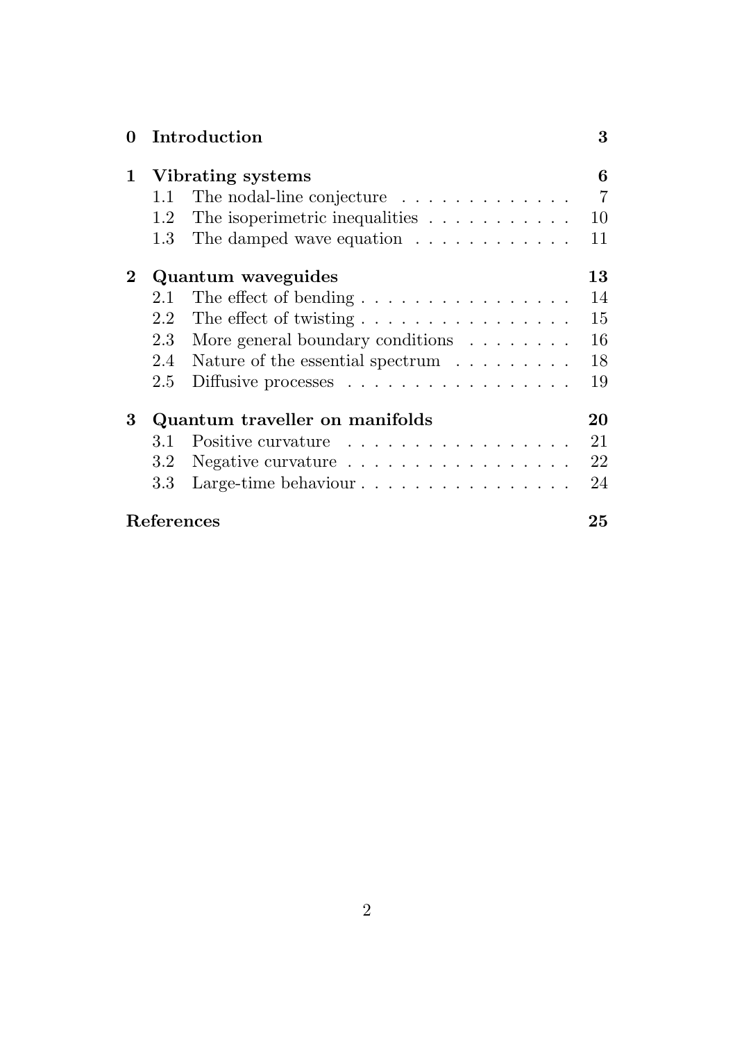**0 Introduction** 3

**1 Vibrating systems** 6

- 1.1 The nodal-line conjecture . . . . . . . . . . . . . 7
- 1.2 The isoperimetric inequalities . . . . . . . . . . . 10
- 1.3 The damped wave equation . . . . . . . . . . . . 11

**2 Quantum waveguides** 13

- 2.1 The effect of bending . . . . . . . . . . . . . . . . 14
- 2.2 The effect of twisting . . . . . . . . . . . . . . . . 15
- 2.3 More general boundary conditions . . . . . . . . 16
- 2.4 Nature of the essential spectrum . . . . . . . . . 18
- 2.5 Diffusive processes . . . . . . . . . . . . . . . . . 19

**3 Quantum traveller on manifolds** 20

- 3.1 Positive curvature . . . . . . . . . . . . . . . . . 21
- 3.2 Negative curvature . . . . . . . . . . . . . . . . . 22
- 3.3 Large-time behaviour . . . . . . . . . . . . . . . . 24

**References** 25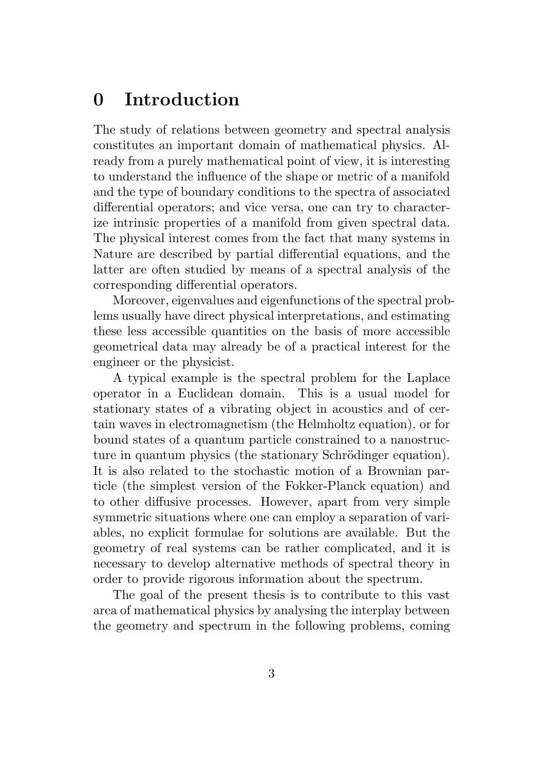# 0 Introduction

The study of relations between geometry and spectral analysis constitutes an important domain of mathematical physics. Already from a purely mathematical point of view, it is interesting to understand the influence of the shape or metric of a manifold and the type of boundary conditions to the spectra of associated differential operators; and vice versa, one can try to characterize intrinsic properties of a manifold from given spectral data. The physical interest comes from the fact that many systems in Nature are described by partial differential equations, and the latter are often studied by means of a spectral analysis of the corresponding differential operators.

Moreover, eigenvalues and eigenfunctions of the spectral problems usually have direct physical interpretations, and estimating these less accessible quantities on the basis of more accessible geometrical data may already be of a practical interest for the engineer or the physicist.

A typical example is the spectral problem for the Laplace operator in a Euclidean domain. This is a usual model for stationary states of a vibrating object in acoustics and of certain waves in electromagnetism (the Helmholtz equation), or for bound states of a quantum particle constrained to a nanostructure in quantum physics (the stationary Schrödinger equation). It is also related to the stochastic motion of a Brownian particle (the simplest version of the Fokker-Planck equation) and to other diffusive processes. However, apart from very simple symmetric situations where one can employ a separation of variables, no explicit formulae for solutions are available. But the geometry of real systems can be rather complicated, and it is necessary to develop alternative methods of spectral theory in order to provide rigorous information about the spectrum.

The goal of the present thesis is to contribute to this vast area of mathematical physics by analysing the interplay between the geometry and spectrum in the following problems, coming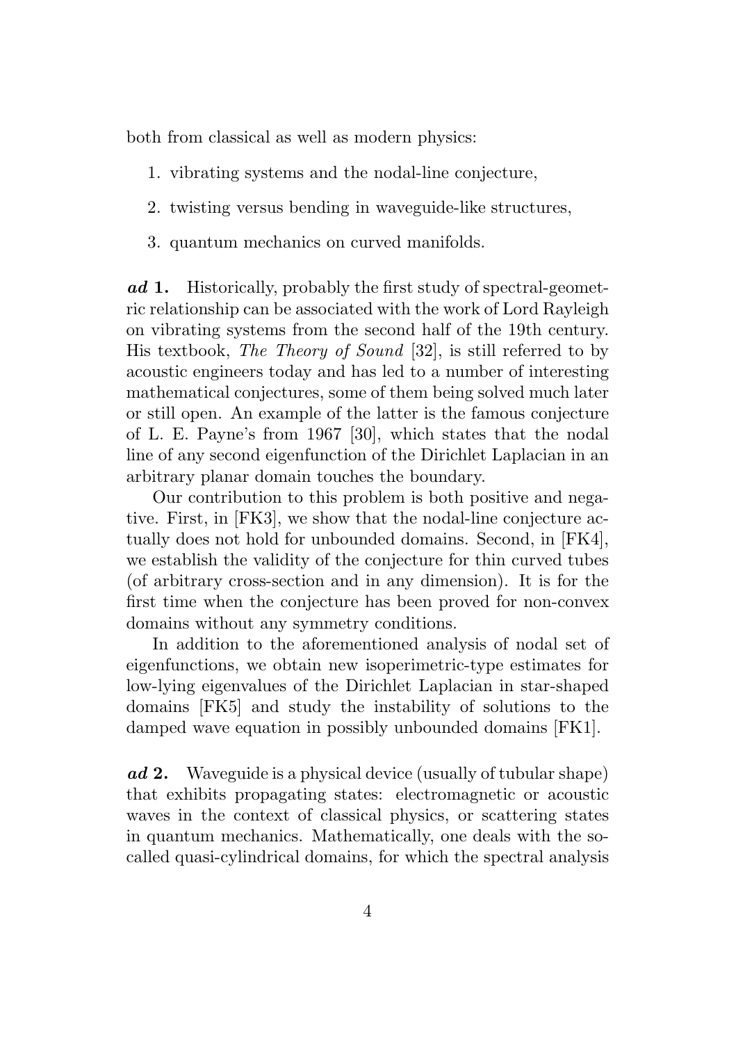both from classical as well as modern physics:

1. vibrating systems and the nodal-line conjecture,
2. twisting versus bending in waveguide-like structures,
3. quantum mechanics on curved manifolds.

***ad* 1.** Historically, probably the first study of spectral-geometric relationship can be associated with the work of Lord Rayleigh on vibrating systems from the second half of the 19th century. His textbook, *The Theory of Sound* [32], is still referred to by acoustic engineers today and has led to a number of interesting mathematical conjectures, some of them being solved much later or still open. An example of the latter is the famous conjecture of L. E. Payne's from 1967 [30], which states that the nodal line of any second eigenfunction of the Dirichlet Laplacian in an arbitrary planar domain touches the boundary.

Our contribution to this problem is both positive and negative. First, in [FK3], we show that the nodal-line conjecture actually does not hold for unbounded domains. Second, in [FK4], we establish the validity of the conjecture for thin curved tubes (of arbitrary cross-section and in any dimension). It is for the first time when the conjecture has been proved for non-convex domains without any symmetry conditions.

In addition to the aforementioned analysis of nodal set of eigenfunctions, we obtain new isoperimetric-type estimates for low-lying eigenvalues of the Dirichlet Laplacian in star-shaped domains [FK5] and study the instability of solutions to the damped wave equation in possibly unbounded domains [FK1].

***ad* 2.** Waveguide is a physical device (usually of tubular shape) that exhibits propagating states: electromagnetic or acoustic waves in the context of classical physics, or scattering states in quantum mechanics. Mathematically, one deals with the so-called quasi-cylindrical domains, for which the spectral analysis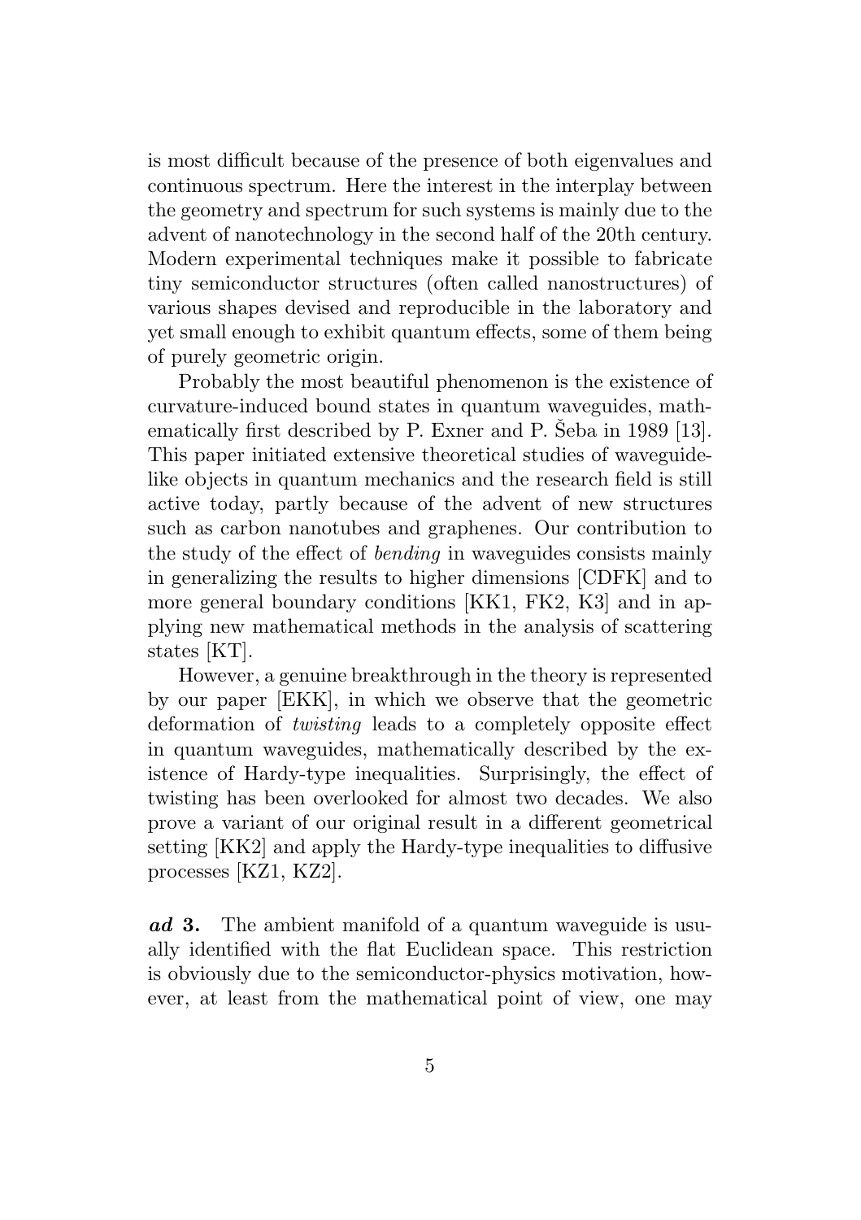is most difficult because of the presence of both eigenvalues and continuous spectrum. Here the interest in the interplay between the geometry and spectrum for such systems is mainly due to the advent of nanotechnology in the second half of the 20th century. Modern experimental techniques make it possible to fabricate tiny semiconductor structures (often called nanostructures) of various shapes devised and reproducible in the laboratory and yet small enough to exhibit quantum effects, some of them being of purely geometric origin.

Probably the most beautiful phenomenon is the existence of curvature-induced bound states in quantum waveguides, mathematically first described by P. Exner and P. Šeba in 1989 [13]. This paper initiated extensive theoretical studies of waveguide-like objects in quantum mechanics and the research field is still active today, partly because of the advent of new structures such as carbon nanotubes and graphenes. Our contribution to the study of the effect of *bending* in waveguides consists mainly in generalizing the results to higher dimensions [CDFK] and to more general boundary conditions [KK1, FK2, K3] and in applying new mathematical methods in the analysis of scattering states [KT].

However, a genuine breakthrough in the theory is represented by our paper [EKK], in which we observe that the geometric deformation of *twisting* leads to a completely opposite effect in quantum waveguides, mathematically described by the existence of Hardy-type inequalities. Surprisingly, the effect of twisting has been overlooked for almost two decades. We also prove a variant of our original result in a different geometrical setting [KK2] and apply the Hardy-type inequalities to diffusive processes [KZ1, KZ2].

***ad* 3.** The ambient manifold of a quantum waveguide is usually identified with the flat Euclidean space. This restriction is obviously due to the semiconductor-physics motivation, however, at least from the mathematical point of view, one may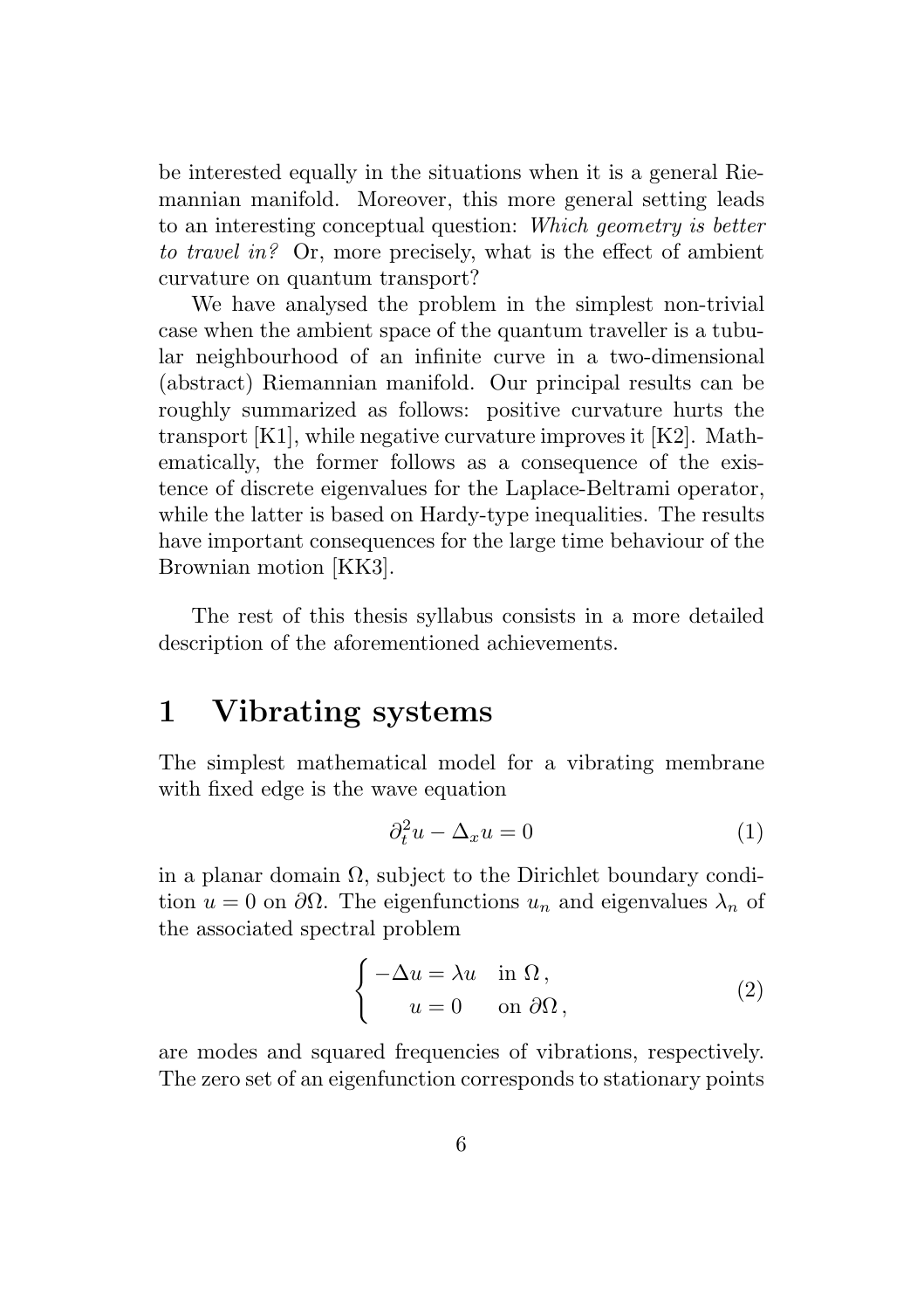be interested equally in the situations when it is a general Riemannian manifold. Moreover, this more general setting leads to an interesting conceptual question: *Which geometry is better to travel in?* Or, more precisely, what is the effect of ambient curvature on quantum transport?

We have analysed the problem in the simplest non-trivial case when the ambient space of the quantum traveller is a tubular neighbourhood of an infinite curve in a two-dimensional (abstract) Riemannian manifold. Our principal results can be roughly summarized as follows: positive curvature hurts the transport [K1], while negative curvature improves it [K2]. Mathematically, the former follows as a consequence of the existence of discrete eigenvalues for the Laplace-Beltrami operator, while the latter is based on Hardy-type inequalities. The results have important consequences for the large time behaviour of the Brownian motion [KK3].

The rest of this thesis syllabus consists in a more detailed description of the aforementioned achievements.

# 1 Vibrating systems

The simplest mathematical model for a vibrating membrane with fixed edge is the wave equation

$$\partial_t^2 u - \Delta_x u = 0 \tag{1}$$

in a planar domain $\Omega$, subject to the Dirichlet boundary condition $u = 0$ on $\partial\Omega$. The eigenfunctions $u_n$ and eigenvalues $\lambda_n$ of the associated spectral problem

$$\begin{cases} -\Delta u = \lambda u & \text{in } \Omega \,, \\ \quad u = 0 & \text{on } \partial\Omega \,, \end{cases} \tag{2}$$

are modes and squared frequencies of vibrations, respectively. The zero set of an eigenfunction corresponds to stationary points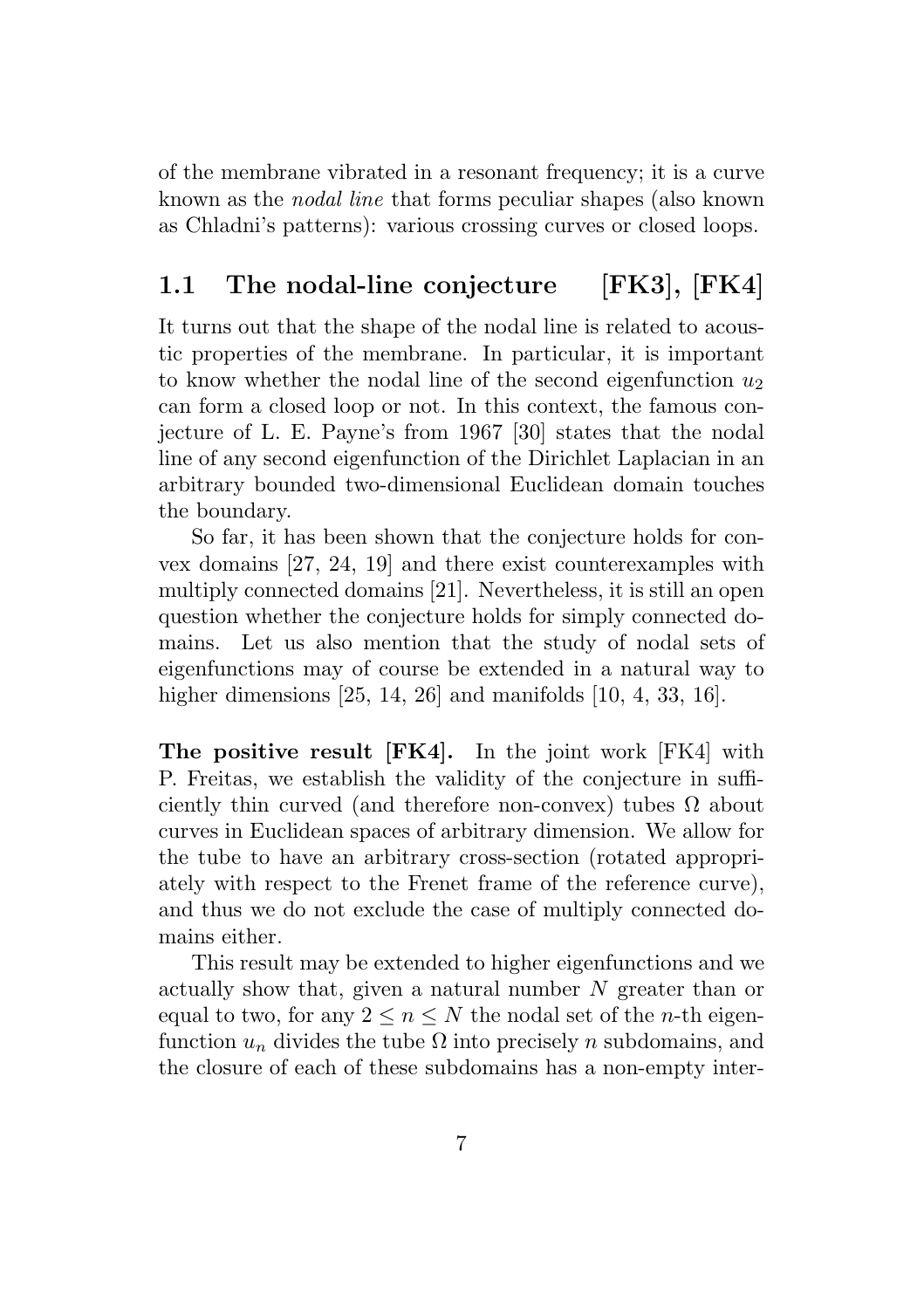of the membrane vibrated in a resonant frequency; it is a curve known as the *nodal line* that forms peculiar shapes (also known as Chladni's patterns): various crossing curves or closed loops.

## 1.1 The nodal-line conjecture [FK3], [FK4]

It turns out that the shape of the nodal line is related to acoustic properties of the membrane. In particular, it is important to know whether the nodal line of the second eigenfunction $u_2$ can form a closed loop or not. In this context, the famous conjecture of L. E. Payne's from 1967 [30] states that the nodal line of any second eigenfunction of the Dirichlet Laplacian in an arbitrary bounded two-dimensional Euclidean domain touches the boundary.

So far, it has been shown that the conjecture holds for convex domains [27, 24, 19] and there exist counterexamples with multiply connected domains [21]. Nevertheless, it is still an open question whether the conjecture holds for simply connected domains. Let us also mention that the study of nodal sets of eigenfunctions may of course be extended in a natural way to higher dimensions [25, 14, 26] and manifolds [10, 4, 33, 16].

**The positive result [FK4].** In the joint work [FK4] with P. Freitas, we establish the validity of the conjecture in sufficiently thin curved (and therefore non-convex) tubes $\Omega$ about curves in Euclidean spaces of arbitrary dimension. We allow for the tube to have an arbitrary cross-section (rotated appropriately with respect to the Frenet frame of the reference curve), and thus we do not exclude the case of multiply connected domains either.

This result may be extended to higher eigenfunctions and we actually show that, given a natural number $N$ greater than or equal to two, for any $2 \leq n \leq N$ the nodal set of the $n$-th eigenfunction $u_n$ divides the tube $\Omega$ into precisely $n$ subdomains, and the closure of each of these subdomains has a non-empty inter-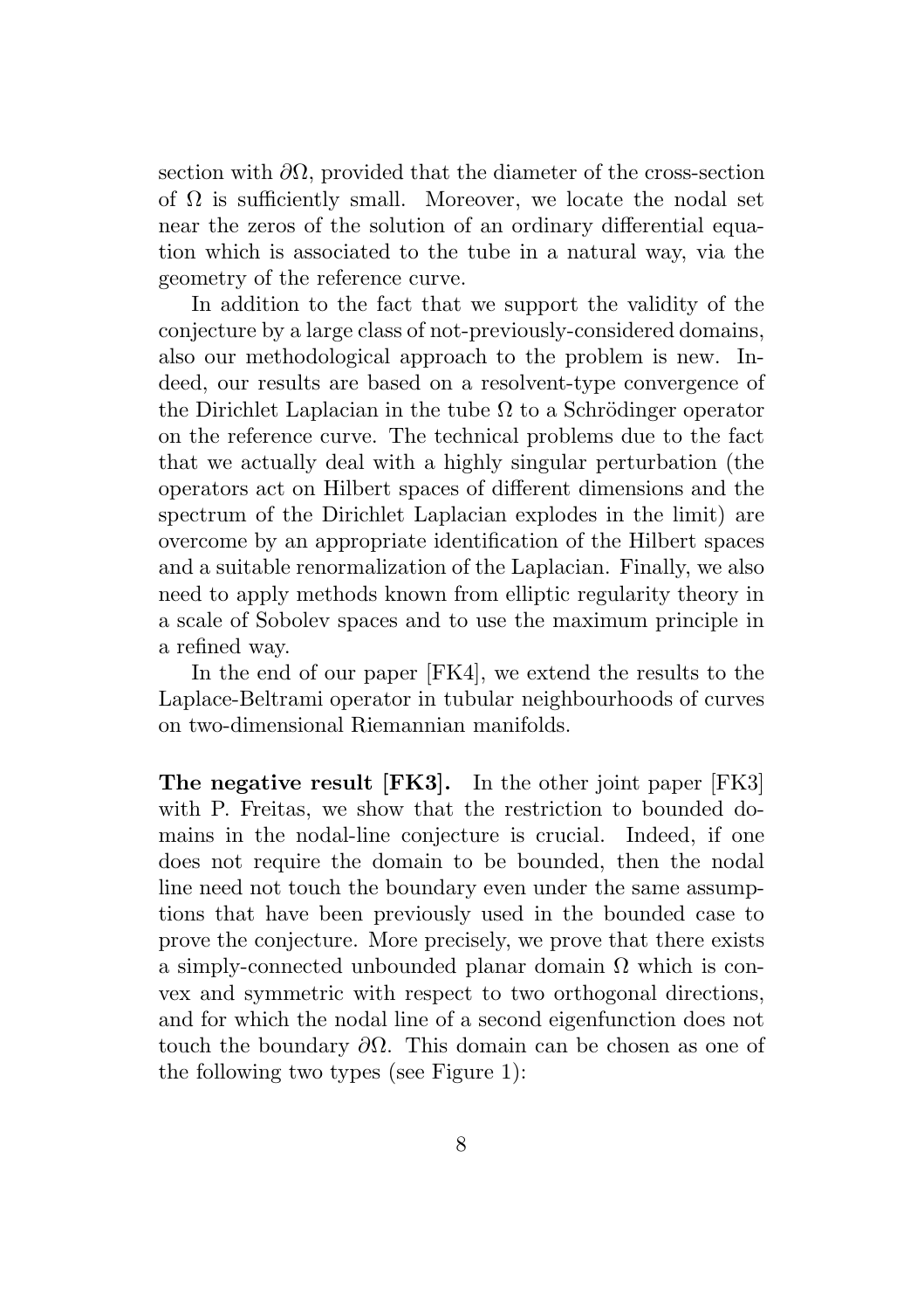section with $\partial\Omega$, provided that the diameter of the cross-section of $\Omega$ is sufficiently small. Moreover, we locate the nodal set near the zeros of the solution of an ordinary differential equation which is associated to the tube in a natural way, via the geometry of the reference curve.

In addition to the fact that we support the validity of the conjecture by a large class of not-previously-considered domains, also our methodological approach to the problem is new. Indeed, our results are based on a resolvent-type convergence of the Dirichlet Laplacian in the tube $\Omega$ to a Schrödinger operator on the reference curve. The technical problems due to the fact that we actually deal with a highly singular perturbation (the operators act on Hilbert spaces of different dimensions and the spectrum of the Dirichlet Laplacian explodes in the limit) are overcome by an appropriate identification of the Hilbert spaces and a suitable renormalization of the Laplacian. Finally, we also need to apply methods known from elliptic regularity theory in a scale of Sobolev spaces and to use the maximum principle in a refined way.

In the end of our paper [FK4], we extend the results to the Laplace-Beltrami operator in tubular neighbourhoods of curves on two-dimensional Riemannian manifolds.

**The negative result [FK3].** In the other joint paper [FK3] with P. Freitas, we show that the restriction to bounded domains in the nodal-line conjecture is crucial. Indeed, if one does not require the domain to be bounded, then the nodal line need not touch the boundary even under the same assumptions that have been previously used in the bounded case to prove the conjecture. More precisely, we prove that there exists a simply-connected unbounded planar domain $\Omega$ which is convex and symmetric with respect to two orthogonal directions, and for which the nodal line of a second eigenfunction does not touch the boundary $\partial\Omega$. This domain can be chosen as one of the following two types (see Figure 1):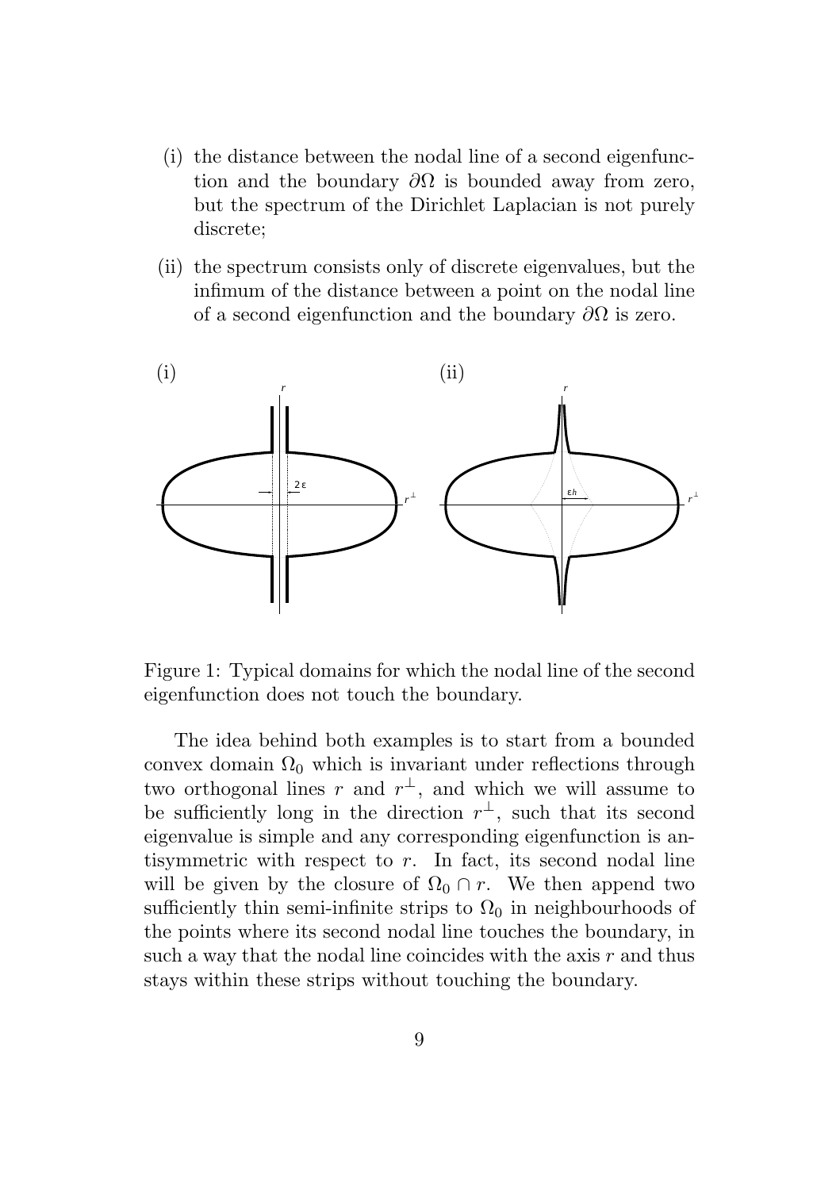(i) the distance between the nodal line of a second eigenfunction and the boundary $\partial\Omega$ is bounded away from zero, but the spectrum of the Dirichlet Laplacian is not purely discrete;

(ii) the spectrum consists only of discrete eigenvalues, but the infimum of the distance between a point on the nodal line of a second eigenfunction and the boundary $\partial\Omega$ is zero.

(i)

$r$

$2\varepsilon$

$r^{\perp}$

(ii)

$r$

$\varepsilon h$

$r^{\perp}$

Figure 1: Typical domains for which the nodal line of the second eigenfunction does not touch the boundary.

The idea behind both examples is to start from a bounded convex domain $\Omega_0$ which is invariant under reflections through two orthogonal lines $r$ and $r^{\perp}$, and which we will assume to be sufficiently long in the direction $r^{\perp}$, such that its second eigenvalue is simple and any corresponding eigenfunction is antisymmetric with respect to $r$. In fact, its second nodal line will be given by the closure of $\Omega_0 \cap r$. We then append two sufficiently thin semi-infinite strips to $\Omega_0$ in neighbourhoods of the points where its second nodal line touches the boundary, in such a way that the nodal line coincides with the axis $r$ and thus stays within these strips without touching the boundary.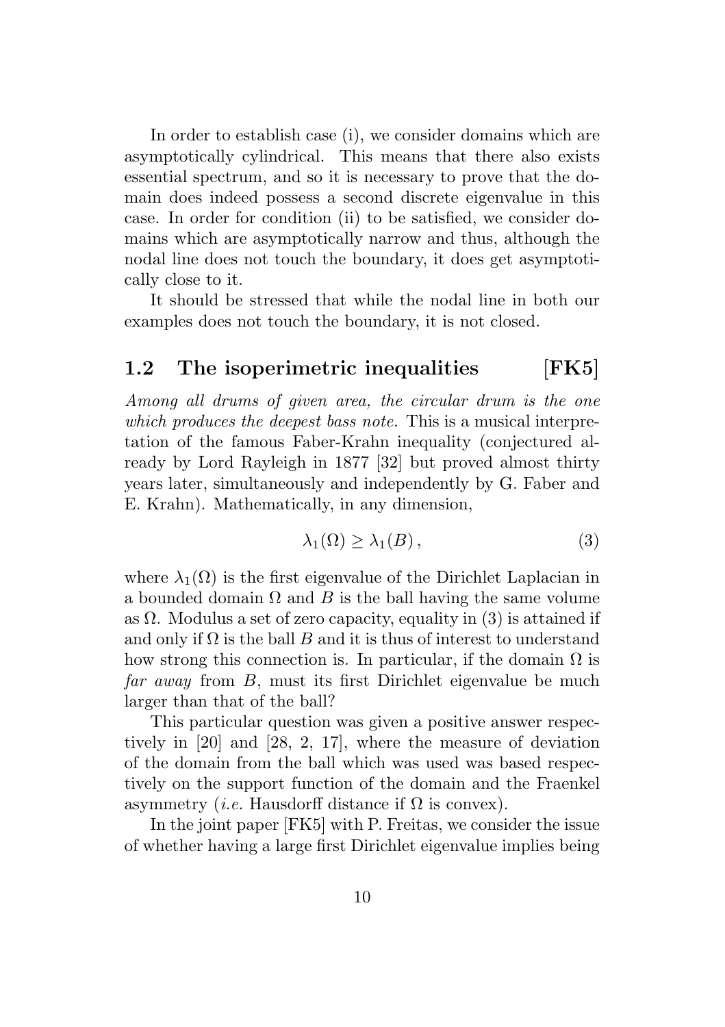In order to establish case (i), we consider domains which are asymptotically cylindrical. This means that there also exists essential spectrum, and so it is necessary to prove that the domain does indeed possess a second discrete eigenvalue in this case. In order for condition (ii) to be satisfied, we consider domains which are asymptotically narrow and thus, although the nodal line does not touch the boundary, it does get asymptotically close to it.

It should be stressed that while the nodal line in both our examples does not touch the boundary, it is not closed.

## 1.2 The isoperimetric inequalities [FK5]

*Among all drums of given area, the circular drum is the one which produces the deepest bass note.* This is a musical interpretation of the famous Faber-Krahn inequality (conjectured already by Lord Rayleigh in 1877 [32] but proved almost thirty years later, simultaneously and independently by G. Faber and E. Krahn). Mathematically, in any dimension,

$$\lambda_1(\Omega) \geq \lambda_1(B) , \tag{3}$$

where $\lambda_1(\Omega)$ is the first eigenvalue of the Dirichlet Laplacian in a bounded domain $\Omega$ and $B$ is the ball having the same volume as $\Omega$. Modulus a set of zero capacity, equality in (3) is attained if and only if $\Omega$ is the ball $B$ and it is thus of interest to understand how strong this connection is. In particular, if the domain $\Omega$ is *far away* from $B$, must its first Dirichlet eigenvalue be much larger than that of the ball?

This particular question was given a positive answer respectively in [20] and [28, 2, 17], where the measure of deviation of the domain from the ball which was used was based respectively on the support function of the domain and the Fraenkel asymmetry (*i.e.* Hausdorff distance if $\Omega$ is convex).

In the joint paper [FK5] with P. Freitas, we consider the issue of whether having a large first Dirichlet eigenvalue implies being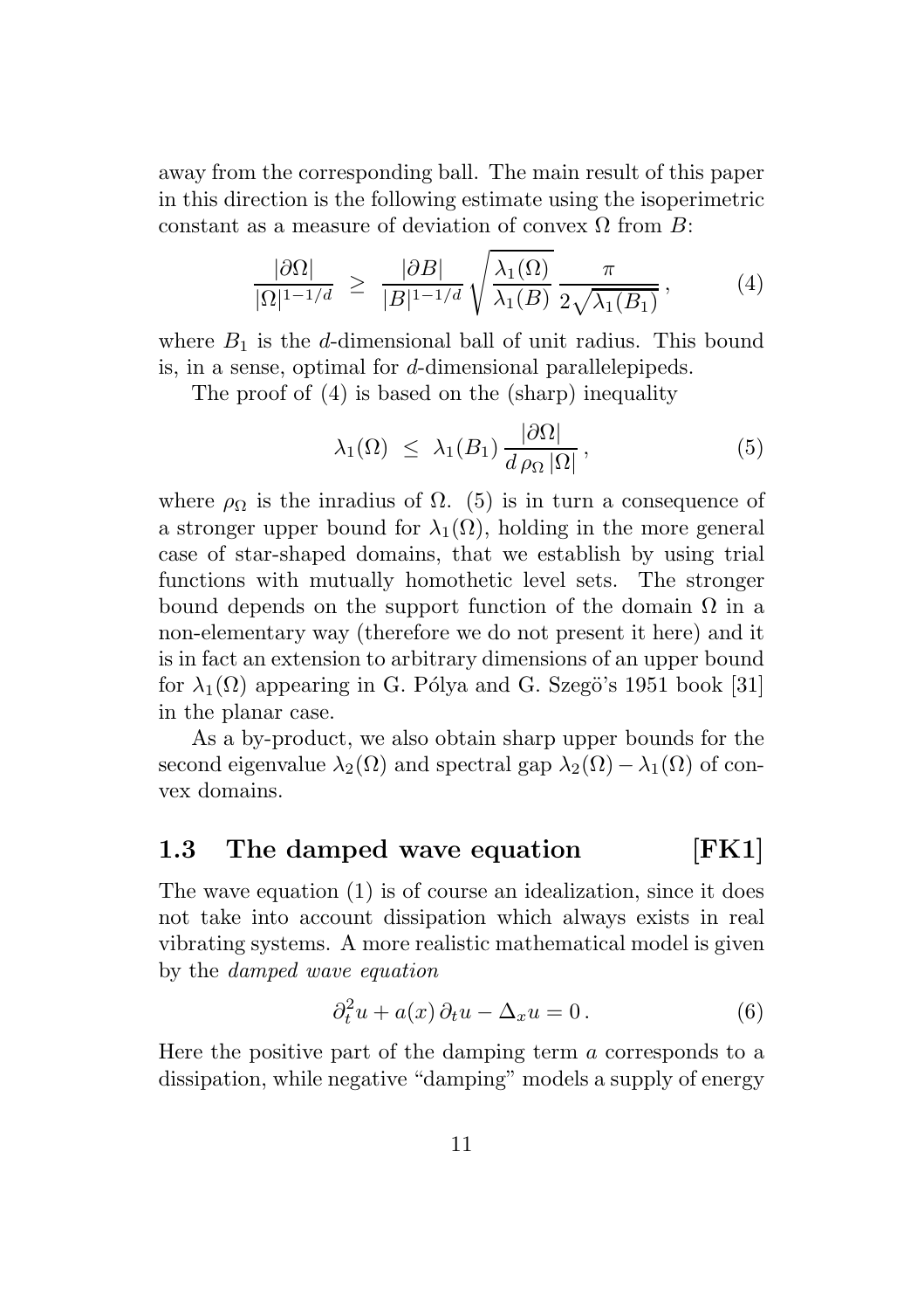away from the corresponding ball. The main result of this paper in this direction is the following estimate using the isoperimetric constant as a measure of deviation of convex $\Omega$ from $B$:

$$\frac{|\partial\Omega|}{|\Omega|^{1-1/d}} \;\geq\; \frac{|\partial B|}{|B|^{1-1/d}} \sqrt{\frac{\lambda_1(\Omega)}{\lambda_1(B)}} \, \frac{\pi}{2\sqrt{\lambda_1(B_1)}} \,, \tag{4}$$

where $B_1$ is the $d$-dimensional ball of unit radius. This bound is, in a sense, optimal for $d$-dimensional parallelepipeds.

The proof of (4) is based on the (sharp) inequality

$$\lambda_1(\Omega) \;\leq\; \lambda_1(B_1) \, \frac{|\partial\Omega|}{d \, \rho_\Omega \, |\Omega|} \,, \tag{5}$$

where $\rho_\Omega$ is the inradius of $\Omega$. (5) is in turn a consequence of a stronger upper bound for $\lambda_1(\Omega)$, holding in the more general case of star-shaped domains, that we establish by using trial functions with mutually homothetic level sets. The stronger bound depends on the support function of the domain $\Omega$ in a non-elementary way (therefore we do not present it here) and it is in fact an extension to arbitrary dimensions of an upper bound for $\lambda_1(\Omega)$ appearing in G. Pólya and G. Szegö's 1951 book [31] in the planar case.

As a by-product, we also obtain sharp upper bounds for the second eigenvalue $\lambda_2(\Omega)$ and spectral gap $\lambda_2(\Omega) - \lambda_1(\Omega)$ of convex domains.

### 1.3 The damped wave equation [FK1]

The wave equation (1) is of course an idealization, since it does not take into account dissipation which always exists in real vibrating systems. A more realistic mathematical model is given by the *damped wave equation*

$$\partial_t^2 u + a(x) \, \partial_t u - \Delta_x u = 0 \,. \tag{6}$$

Here the positive part of the damping term $a$ corresponds to a dissipation, while negative "damping" models a supply of energy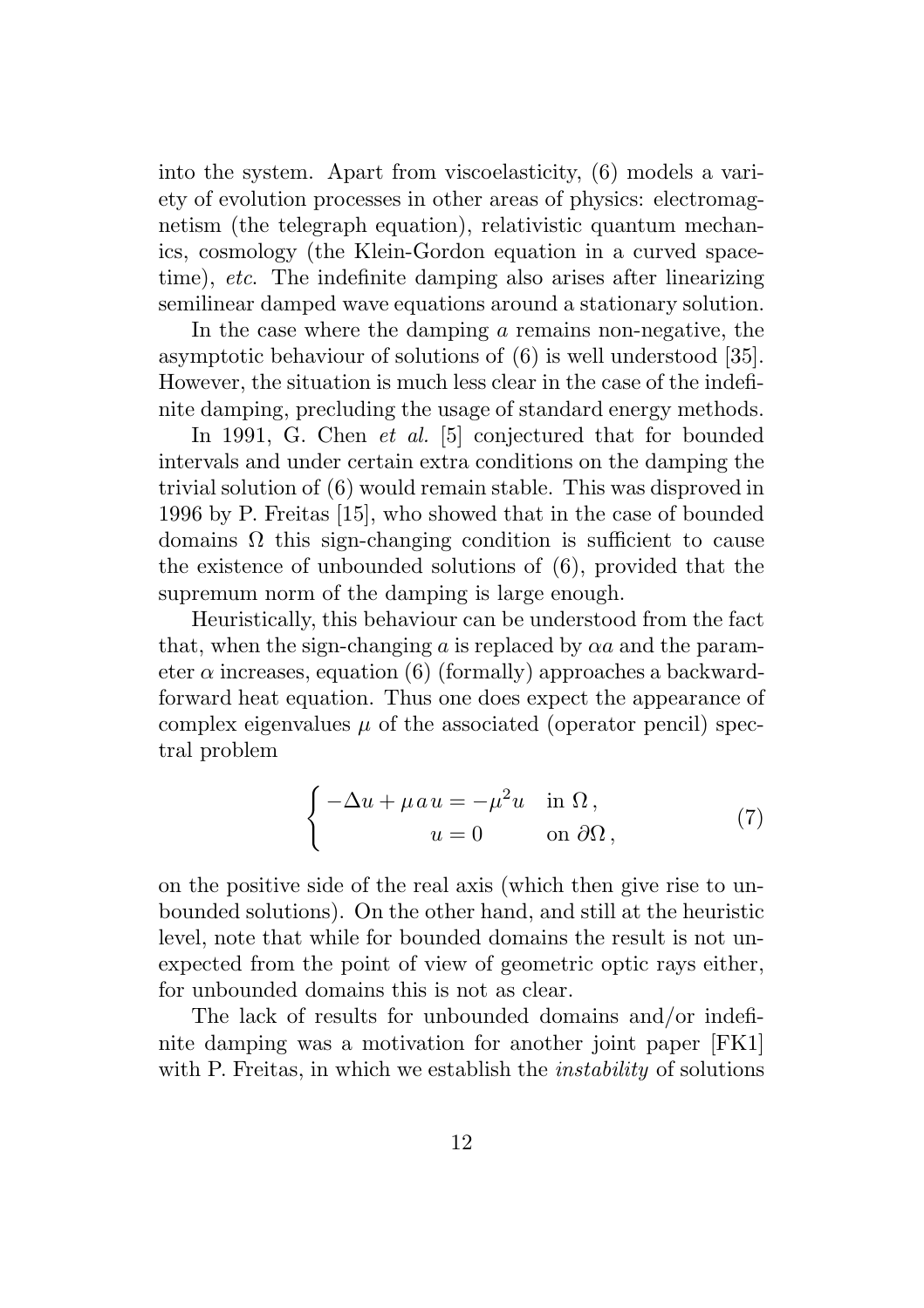into the system. Apart from viscoelasticity, (6) models a variety of evolution processes in other areas of physics: electromagnetism (the telegraph equation), relativistic quantum mechanics, cosmology (the Klein-Gordon equation in a curved spacetime), *etc.* The indefinite damping also arises after linearizing semilinear damped wave equations around a stationary solution.

In the case where the damping $a$ remains non-negative, the asymptotic behaviour of solutions of (6) is well understood [35]. However, the situation is much less clear in the case of the indefinite damping, precluding the usage of standard energy methods.

In 1991, G. Chen *et al.* [5] conjectured that for bounded intervals and under certain extra conditions on the damping the trivial solution of (6) would remain stable. This was disproved in 1996 by P. Freitas [15], who showed that in the case of bounded domains $\Omega$ this sign-changing condition is sufficient to cause the existence of unbounded solutions of (6), provided that the supremum norm of the damping is large enough.

Heuristically, this behaviour can be understood from the fact that, when the sign-changing $a$ is replaced by $\alpha a$ and the parameter $\alpha$ increases, equation (6) (formally) approaches a backward-forward heat equation. Thus one does expect the appearance of complex eigenvalues $\mu$ of the associated (operator pencil) spectral problem

$$
\begin{cases} -\Delta u + \mu\, a\, u = -\mu^2 u & \text{in } \Omega\,, \\ \qquad\qquad u = 0 & \text{on } \partial\Omega\,, \end{cases} \tag{7}
$$

on the positive side of the real axis (which then give rise to unbounded solutions). On the other hand, and still at the heuristic level, note that while for bounded domains the result is not unexpected from the point of view of geometric optic rays either, for unbounded domains this is not as clear.

The lack of results for unbounded domains and/or indefinite damping was a motivation for another joint paper [FK1] with P. Freitas, in which we establish the *instability* of solutions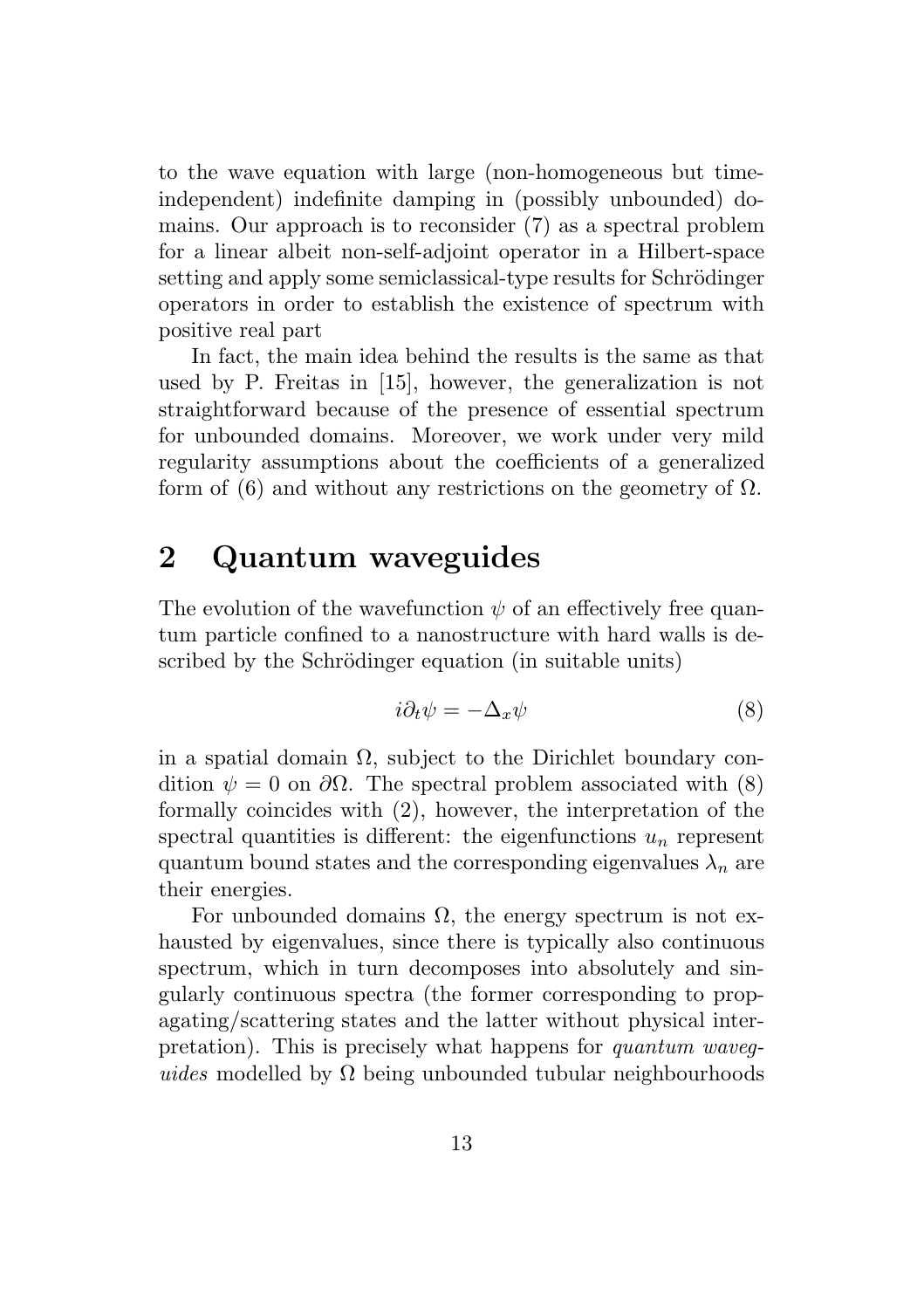to the wave equation with large (non-homogeneous but time-independent) indefinite damping in (possibly unbounded) domains. Our approach is to reconsider (7) as a spectral problem for a linear albeit non-self-adjoint operator in a Hilbert-space setting and apply some semiclassical-type results for Schrödinger operators in order to establish the existence of spectrum with positive real part

In fact, the main idea behind the results is the same as that used by P. Freitas in [15], however, the generalization is not straightforward because of the presence of essential spectrum for unbounded domains. Moreover, we work under very mild regularity assumptions about the coefficients of a generalized form of (6) and without any restrictions on the geometry of $\Omega$.

## 2 Quantum waveguides

The evolution of the wavefunction $\psi$ of an effectively free quantum particle confined to a nanostructure with hard walls is described by the Schrödinger equation (in suitable units)

$$i\partial_t \psi = -\Delta_x \psi \tag{8}$$

in a spatial domain $\Omega$, subject to the Dirichlet boundary condition $\psi = 0$ on $\partial\Omega$. The spectral problem associated with (8) formally coincides with (2), however, the interpretation of the spectral quantities is different: the eigenfunctions $u_n$ represent quantum bound states and the corresponding eigenvalues $\lambda_n$ are their energies.

For unbounded domains $\Omega$, the energy spectrum is not exhausted by eigenvalues, since there is typically also continuous spectrum, which in turn decomposes into absolutely and singularly continuous spectra (the former corresponding to propagating/scattering states and the latter without physical interpretation). This is precisely what happens for *quantum waveguides* modelled by $\Omega$ being unbounded tubular neighbourhoods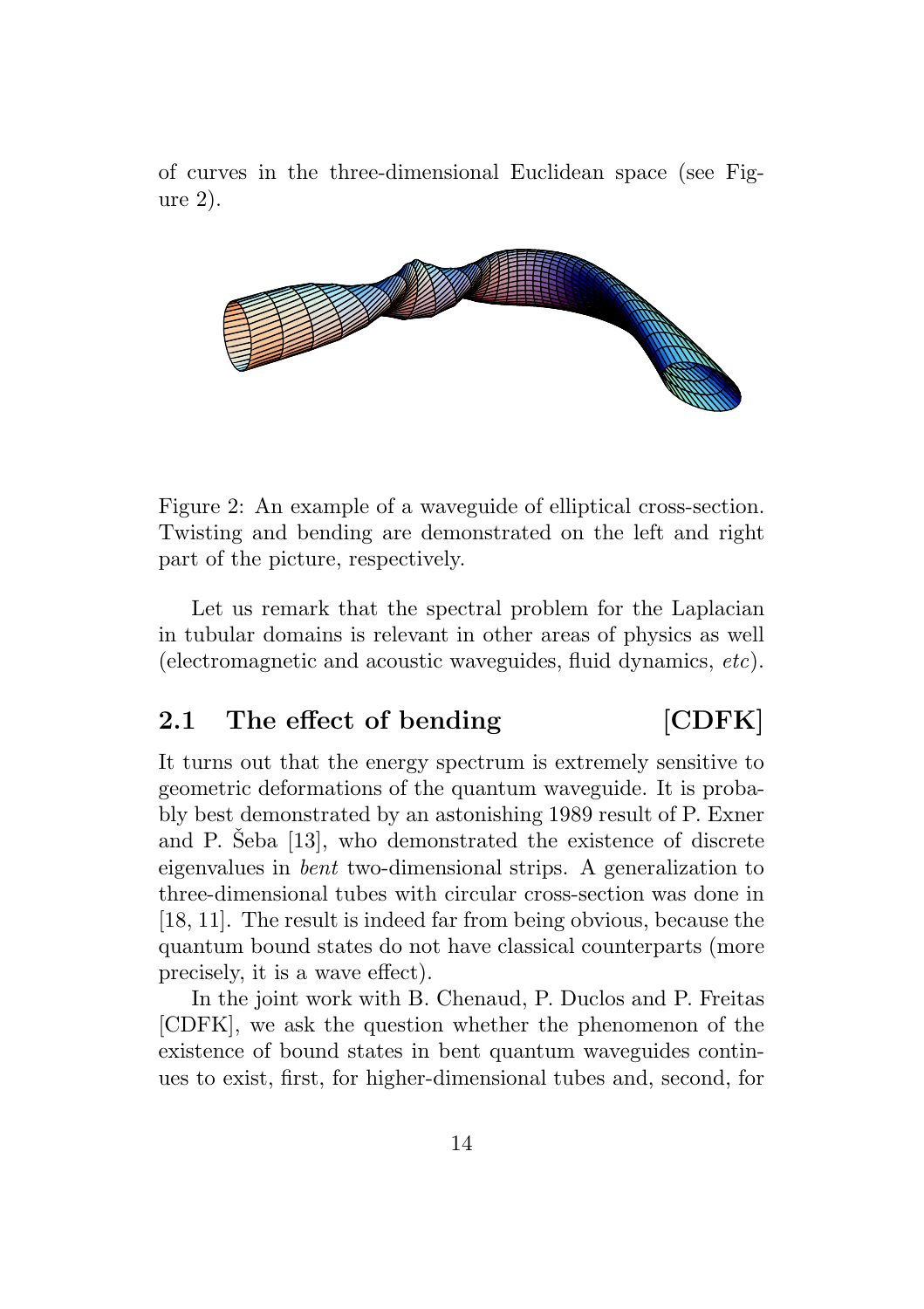of curves in the three-dimensional Euclidean space (see Figure 2).

Figure 2: An example of a waveguide of elliptical cross-section. Twisting and bending are demonstrated on the left and right part of the picture, respectively.

Let us remark that the spectral problem for the Laplacian in tubular domains is relevant in other areas of physics as well (electromagnetic and acoustic waveguides, fluid dynamics, *etc*).

## 2.1 The effect of bending [CDFK]

It turns out that the energy spectrum is extremely sensitive to geometric deformations of the quantum waveguide. It is probably best demonstrated by an astonishing 1989 result of P. Exner and P. Šeba [13], who demonstrated the existence of discrete eigenvalues in *bent* two-dimensional strips. A generalization to three-dimensional tubes with circular cross-section was done in [18, 11]. The result is indeed far from being obvious, because the quantum bound states do not have classical counterparts (more precisely, it is a wave effect).

In the joint work with B. Chenaud, P. Duclos and P. Freitas [CDFK], we ask the question whether the phenomenon of the existence of bound states in bent quantum waveguides continues to exist, first, for higher-dimensional tubes and, second, for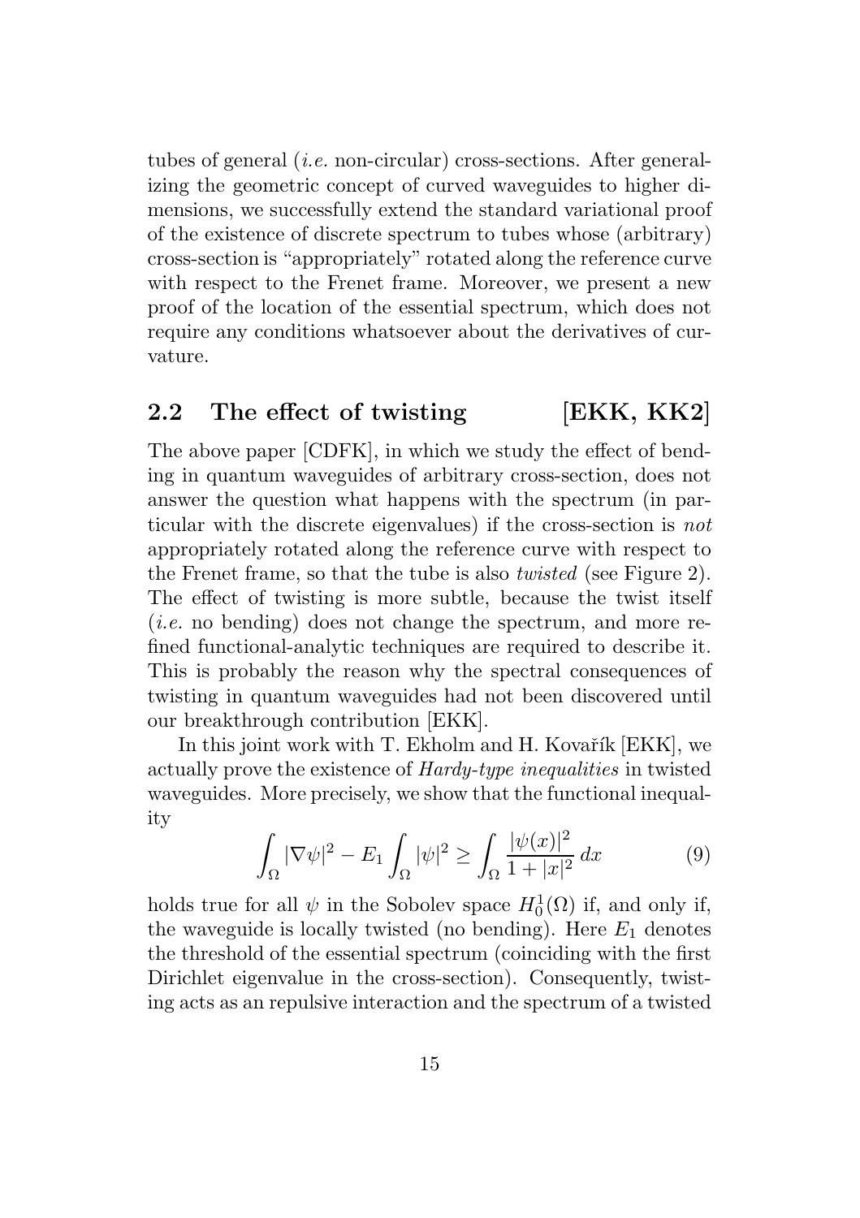tubes of general (*i.e.* non-circular) cross-sections. After generalizing the geometric concept of curved waveguides to higher dimensions, we successfully extend the standard variational proof of the existence of discrete spectrum to tubes whose (arbitrary) cross-section is "appropriately" rotated along the reference curve with respect to the Frenet frame. Moreover, we present a new proof of the location of the essential spectrum, which does not require any conditions whatsoever about the derivatives of curvature.

## 2.2 The effect of twisting [EKK, KK2]

The above paper [CDFK], in which we study the effect of bending in quantum waveguides of arbitrary cross-section, does not answer the question what happens with the spectrum (in particular with the discrete eigenvalues) if the cross-section is *not* appropriately rotated along the reference curve with respect to the Frenet frame, so that the tube is also *twisted* (see Figure 2). The effect of twisting is more subtle, because the twist itself (*i.e.* no bending) does not change the spectrum, and more refined functional-analytic techniques are required to describe it. This is probably the reason why the spectral consequences of twisting in quantum waveguides had not been discovered until our breakthrough contribution [EKK].

In this joint work with T. Ekholm and H. Kovařík [EKK], we actually prove the existence of *Hardy-type inequalities* in twisted waveguides. More precisely, we show that the functional inequality

$$\int_\Omega |\nabla\psi|^2 - E_1 \int_\Omega |\psi|^2 \geq \int_\Omega \frac{|\psi(x)|^2}{1+|x|^2}\, dx \tag{9}$$

holds true for all $\psi$ in the Sobolev space $H_0^1(\Omega)$ if, and only if, the waveguide is locally twisted (no bending). Here $E_1$ denotes the threshold of the essential spectrum (coinciding with the first Dirichlet eigenvalue in the cross-section). Consequently, twisting acts as an repulsive interaction and the spectrum of a twisted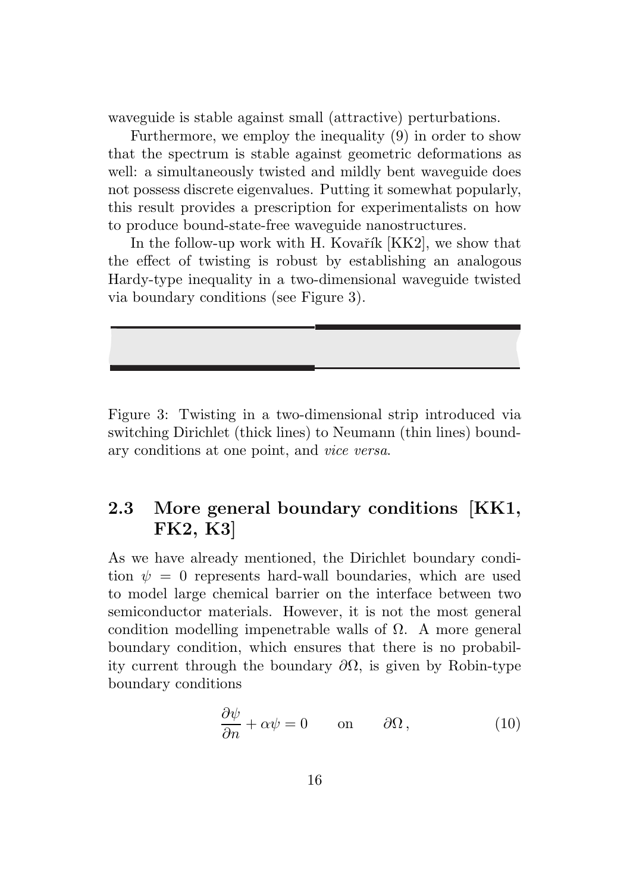waveguide is stable against small (attractive) perturbations.

Furthermore, we employ the inequality (9) in order to show that the spectrum is stable against geometric deformations as well: a simultaneously twisted and mildly bent waveguide does not possess discrete eigenvalues. Putting it somewhat popularly, this result provides a prescription for experimentalists on how to produce bound-state-free waveguide nanostructures.

In the follow-up work with H. Kovařík [KK2], we show that the effect of twisting is robust by establishing an analogous Hardy-type inequality in a two-dimensional waveguide twisted via boundary conditions (see Figure 3).

Figure 3: Twisting in a two-dimensional strip introduced via switching Dirichlet (thick lines) to Neumann (thin lines) boundary conditions at one point, and *vice versa*.

## 2.3 More general boundary conditions [KK1, FK2, K3]

As we have already mentioned, the Dirichlet boundary condition $\psi = 0$ represents hard-wall boundaries, which are used to model large chemical barrier on the interface between two semiconductor materials. However, it is not the most general condition modelling impenetrable walls of $\Omega$. A more general boundary condition, which ensures that there is no probability current through the boundary $\partial\Omega$, is given by Robin-type boundary conditions

$$\frac{\partial \psi}{\partial n} + \alpha \psi = 0 \qquad \text{on} \qquad \partial\Omega\,, \tag{10}$$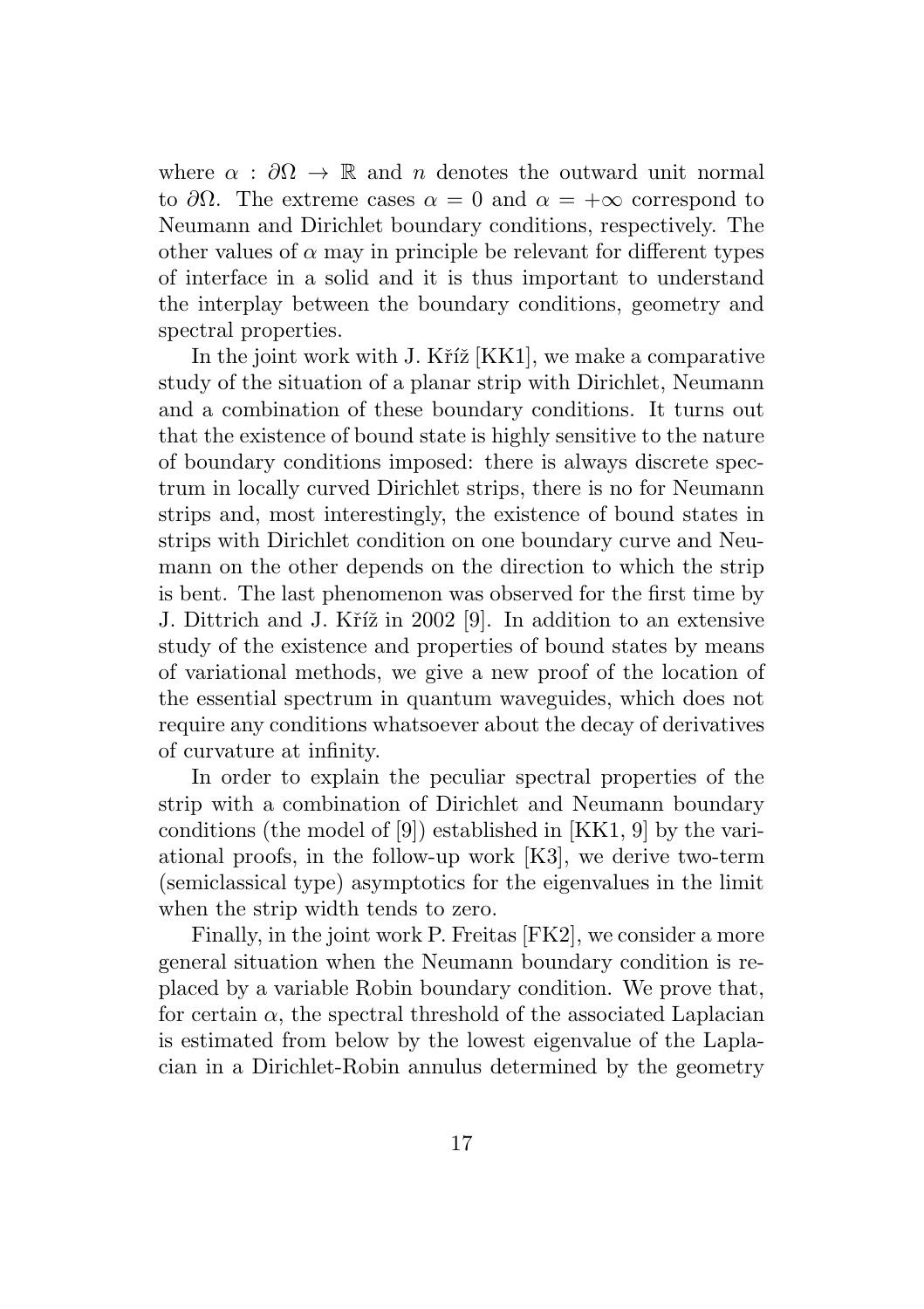where $\alpha : \partial\Omega \to \mathbb{R}$ and $n$ denotes the outward unit normal to $\partial\Omega$. The extreme cases $\alpha = 0$ and $\alpha = +\infty$ correspond to Neumann and Dirichlet boundary conditions, respectively. The other values of $\alpha$ may in principle be relevant for different types of interface in a solid and it is thus important to understand the interplay between the boundary conditions, geometry and spectral properties.

In the joint work with J. Kříž [KK1], we make a comparative study of the situation of a planar strip with Dirichlet, Neumann and a combination of these boundary conditions. It turns out that the existence of bound state is highly sensitive to the nature of boundary conditions imposed: there is always discrete spectrum in locally curved Dirichlet strips, there is no for Neumann strips and, most interestingly, the existence of bound states in strips with Dirichlet condition on one boundary curve and Neumann on the other depends on the direction to which the strip is bent. The last phenomenon was observed for the first time by J. Dittrich and J. Kříž in 2002 [9]. In addition to an extensive study of the existence and properties of bound states by means of variational methods, we give a new proof of the location of the essential spectrum in quantum waveguides, which does not require any conditions whatsoever about the decay of derivatives of curvature at infinity.

In order to explain the peculiar spectral properties of the strip with a combination of Dirichlet and Neumann boundary conditions (the model of [9]) established in [KK1, 9] by the variational proofs, in the follow-up work [K3], we derive two-term (semiclassical type) asymptotics for the eigenvalues in the limit when the strip width tends to zero.

Finally, in the joint work P. Freitas [FK2], we consider a more general situation when the Neumann boundary condition is replaced by a variable Robin boundary condition. We prove that, for certain $\alpha$, the spectral threshold of the associated Laplacian is estimated from below by the lowest eigenvalue of the Laplacian in a Dirichlet-Robin annulus determined by the geometry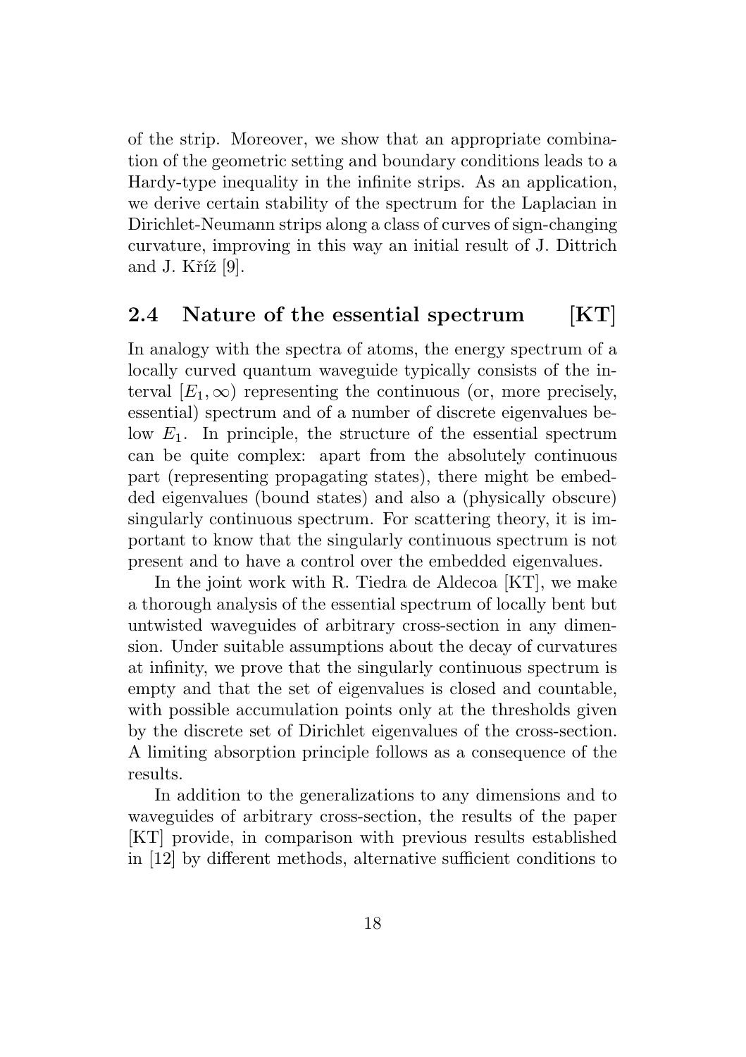of the strip. Moreover, we show that an appropriate combination of the geometric setting and boundary conditions leads to a Hardy-type inequality in the infinite strips. As an application, we derive certain stability of the spectrum for the Laplacian in Dirichlet-Neumann strips along a class of curves of sign-changing curvature, improving in this way an initial result of J. Dittrich and J. Kříž [9].

## 2.4 Nature of the essential spectrum [KT]

In analogy with the spectra of atoms, the energy spectrum of a locally curved quantum waveguide typically consists of the interval $[E_1, \infty)$ representing the continuous (or, more precisely, essential) spectrum and of a number of discrete eigenvalues below $E_1$. In principle, the structure of the essential spectrum can be quite complex: apart from the absolutely continuous part (representing propagating states), there might be embedded eigenvalues (bound states) and also a (physically obscure) singularly continuous spectrum. For scattering theory, it is important to know that the singularly continuous spectrum is not present and to have a control over the embedded eigenvalues.

In the joint work with R. Tiedra de Aldecoa [KT], we make a thorough analysis of the essential spectrum of locally bent but untwisted waveguides of arbitrary cross-section in any dimension. Under suitable assumptions about the decay of curvatures at infinity, we prove that the singularly continuous spectrum is empty and that the set of eigenvalues is closed and countable, with possible accumulation points only at the thresholds given by the discrete set of Dirichlet eigenvalues of the cross-section. A limiting absorption principle follows as a consequence of the results.

In addition to the generalizations to any dimensions and to waveguides of arbitrary cross-section, the results of the paper [KT] provide, in comparison with previous results established in [12] by different methods, alternative sufficient conditions to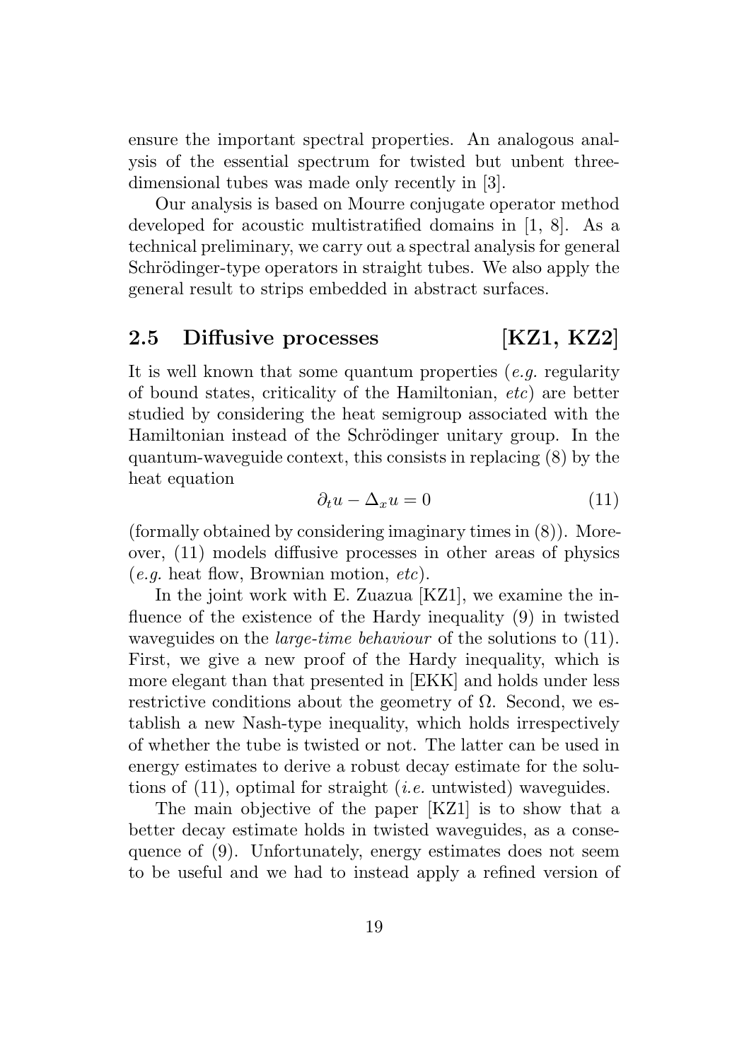ensure the important spectral properties. An analogous analysis of the essential spectrum for twisted but unbent three-dimensional tubes was made only recently in [3].

Our analysis is based on Mourre conjugate operator method developed for acoustic multistratified domains in [1, 8]. As a technical preliminary, we carry out a spectral analysis for general Schrödinger-type operators in straight tubes. We also apply the general result to strips embedded in abstract surfaces.

## 2.5 Diffusive processes [KZ1, KZ2]

It is well known that some quantum properties (*e.g.* regularity of bound states, criticality of the Hamiltonian, *etc*) are better studied by considering the heat semigroup associated with the Hamiltonian instead of the Schrödinger unitary group. In the quantum-waveguide context, this consists in replacing (8) by the heat equation

$$\partial_t u - \Delta_x u = 0 \tag{11}$$

(formally obtained by considering imaginary times in (8)). Moreover, (11) models diffusive processes in other areas of physics (*e.g.* heat flow, Brownian motion, *etc*).

In the joint work with E. Zuazua [KZ1], we examine the influence of the existence of the Hardy inequality (9) in twisted waveguides on the *large-time behaviour* of the solutions to (11). First, we give a new proof of the Hardy inequality, which is more elegant than that presented in [EKK] and holds under less restrictive conditions about the geometry of $\Omega$. Second, we establish a new Nash-type inequality, which holds irrespectively of whether the tube is twisted or not. The latter can be used in energy estimates to derive a robust decay estimate for the solutions of (11), optimal for straight (*i.e.* untwisted) waveguides.

The main objective of the paper [KZ1] is to show that a better decay estimate holds in twisted waveguides, as a consequence of (9). Unfortunately, energy estimates does not seem to be useful and we had to instead apply a refined version of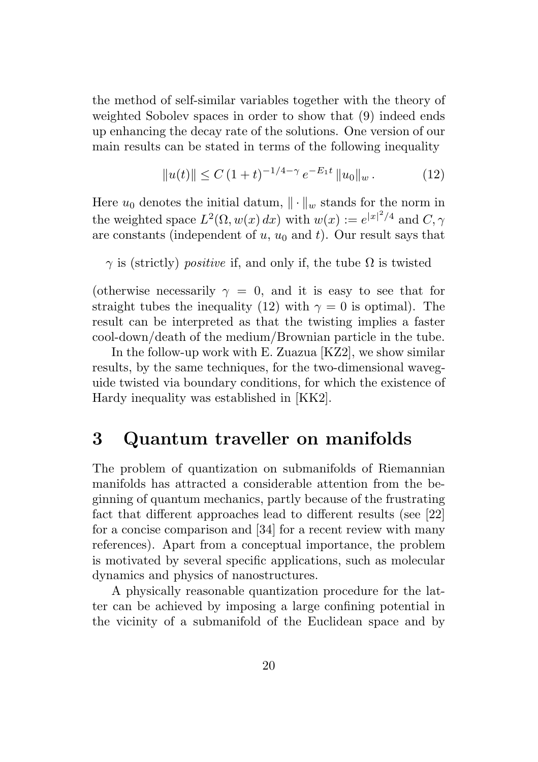the method of self-similar variables together with the theory of weighted Sobolev spaces in order to show that (9) indeed ends up enhancing the decay rate of the solutions. One version of our main results can be stated in terms of the following inequality

$$\|u(t)\| \leq C\,(1+t)^{-1/4-\gamma}\,e^{-E_1 t}\,\|u_0\|_w\,. \tag{12}$$

Here $u_0$ denotes the initial datum, $\|\cdot\|_w$ stands for the norm in the weighted space $L^2(\Omega, w(x)\,dx)$ with $w(x) := e^{|x|^2/4}$ and $C, \gamma$ are constants (independent of $u$, $u_0$ and $t$). Our result says that

$\gamma$ is (strictly) *positive* if, and only if, the tube $\Omega$ is twisted

(otherwise necessarily $\gamma = 0$, and it is easy to see that for straight tubes the inequality (12) with $\gamma = 0$ is optimal). The result can be interpreted as that the twisting implies a faster cool-down/death of the medium/Brownian particle in the tube.

In the follow-up work with E. Zuazua [KZ2], we show similar results, by the same techniques, for the two-dimensional waveguide twisted via boundary conditions, for which the existence of Hardy inequality was established in [KK2].

# 3 Quantum traveller on manifolds

The problem of quantization on submanifolds of Riemannian manifolds has attracted a considerable attention from the beginning of quantum mechanics, partly because of the frustrating fact that different approaches lead to different results (see [22] for a concise comparison and [34] for a recent review with many references). Apart from a conceptual importance, the problem is motivated by several specific applications, such as molecular dynamics and physics of nanostructures.

A physically reasonable quantization procedure for the latter can be achieved by imposing a large confining potential in the vicinity of a submanifold of the Euclidean space and by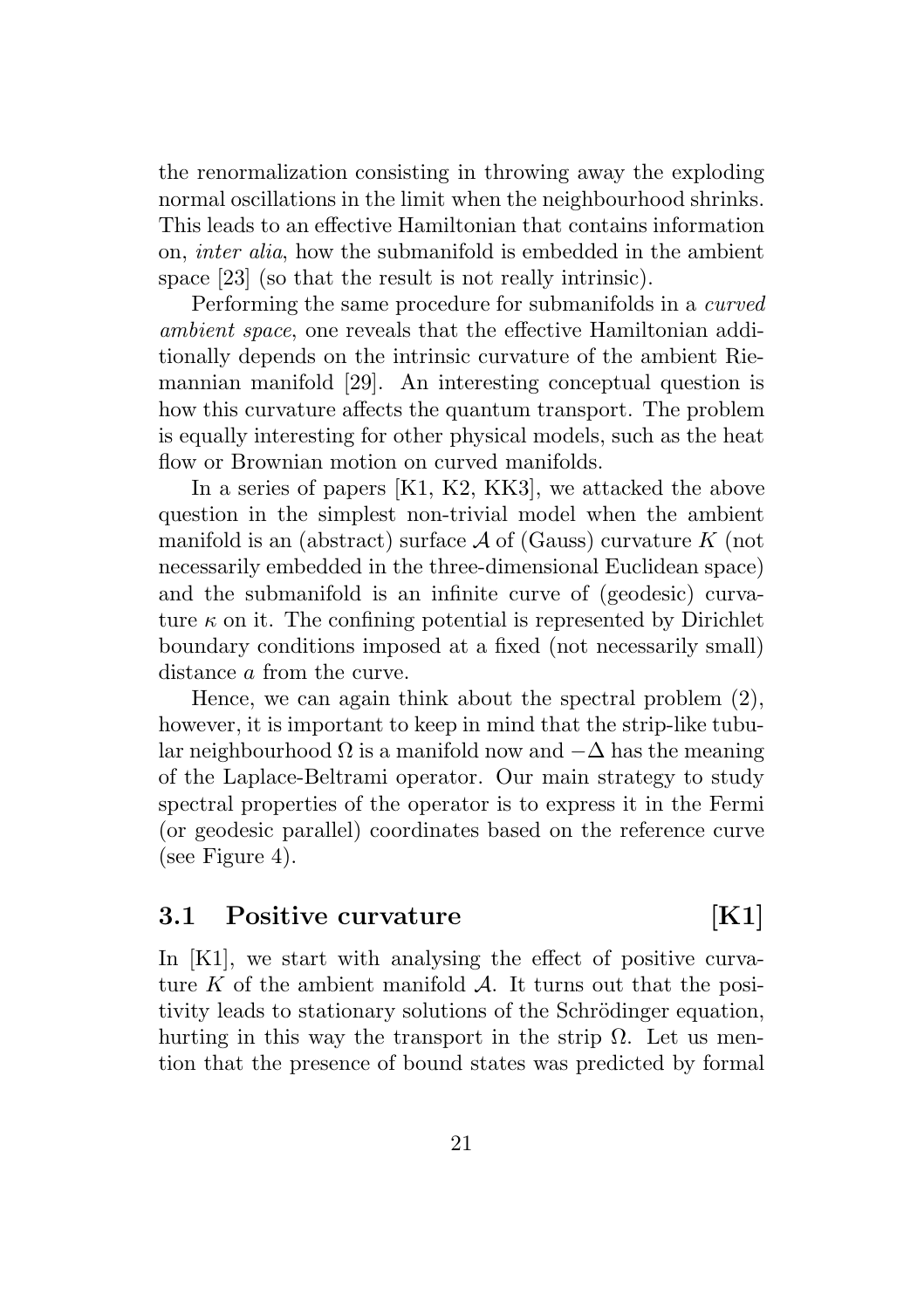the renormalization consisting in throwing away the exploding normal oscillations in the limit when the neighbourhood shrinks. This leads to an effective Hamiltonian that contains information on, *inter alia*, how the submanifold is embedded in the ambient space [23] (so that the result is not really intrinsic).

Performing the same procedure for submanifolds in a *curved ambient space*, one reveals that the effective Hamiltonian additionally depends on the intrinsic curvature of the ambient Riemannian manifold [29]. An interesting conceptual question is how this curvature affects the quantum transport. The problem is equally interesting for other physical models, such as the heat flow or Brownian motion on curved manifolds.

In a series of papers [K1, K2, KK3], we attacked the above question in the simplest non-trivial model when the ambient manifold is an (abstract) surface $\mathcal{A}$ of (Gauss) curvature $K$ (not necessarily embedded in the three-dimensional Euclidean space) and the submanifold is an infinite curve of (geodesic) curvature $\kappa$ on it. The confining potential is represented by Dirichlet boundary conditions imposed at a fixed (not necessarily small) distance $a$ from the curve.

Hence, we can again think about the spectral problem (2), however, it is important to keep in mind that the strip-like tubular neighbourhood $\Omega$ is a manifold now and $-\Delta$ has the meaning of the Laplace-Beltrami operator. Our main strategy to study spectral properties of the operator is to express it in the Fermi (or geodesic parallel) coordinates based on the reference curve (see Figure 4).

### 3.1 Positive curvature [K1]

In [K1], we start with analysing the effect of positive curvature $K$ of the ambient manifold $\mathcal{A}$. It turns out that the positivity leads to stationary solutions of the Schrödinger equation, hurting in this way the transport in the strip $\Omega$. Let us mention that the presence of bound states was predicted by formal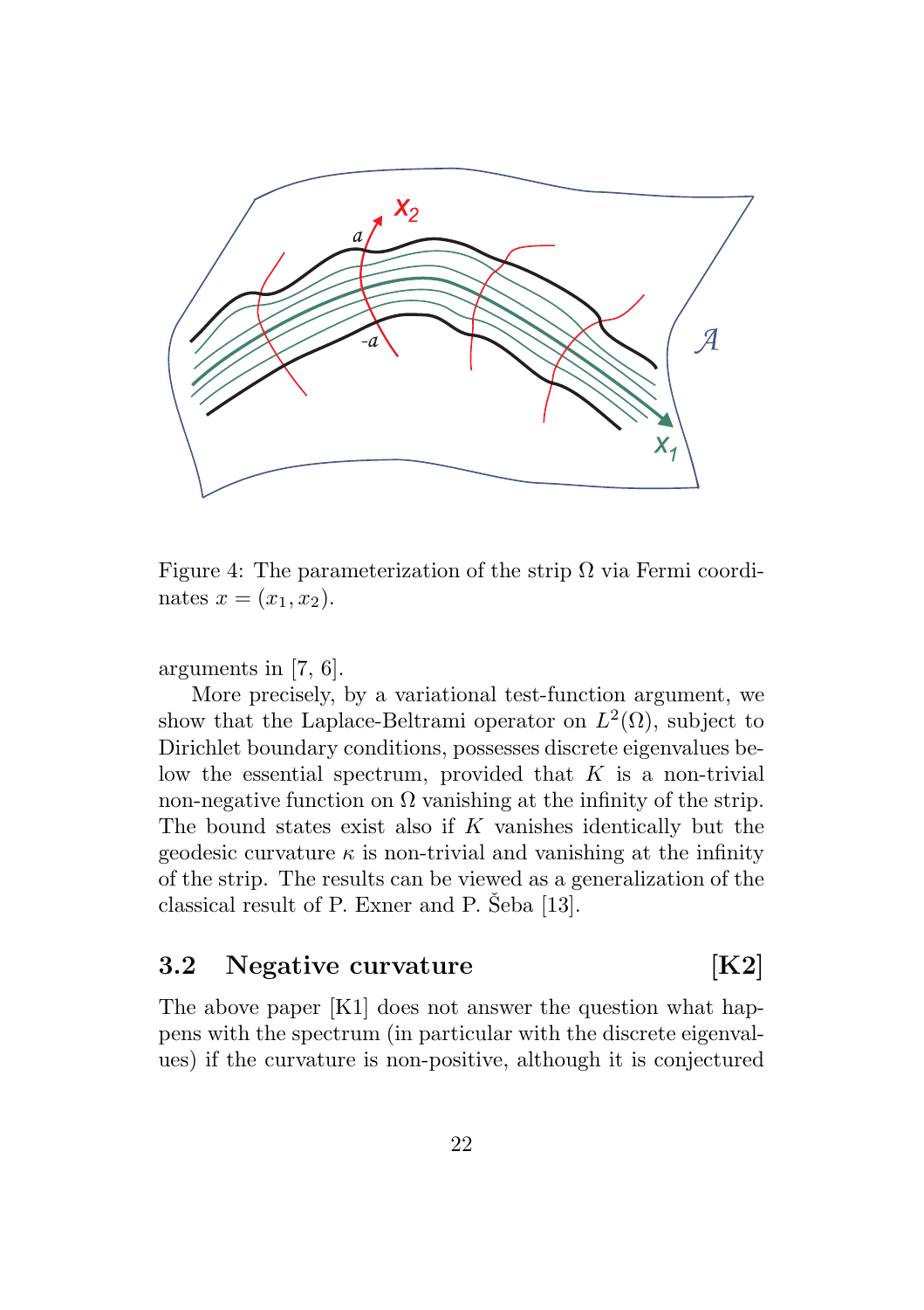a

$x_2$

-a

$\mathcal{A}$

$x_1$

Figure 4: The parameterization of the strip $\Omega$ via Fermi coordinates $x = (x_1, x_2)$.

arguments in [7, 6].

More precisely, by a variational test-function argument, we show that the Laplace-Beltrami operator on $L^2(\Omega)$, subject to Dirichlet boundary conditions, possesses discrete eigenvalues below the essential spectrum, provided that $K$ is a non-trivial non-negative function on $\Omega$ vanishing at the infinity of the strip. The bound states exist also if $K$ vanishes identically but the geodesic curvature $\kappa$ is non-trivial and vanishing at the infinity of the strip. The results can be viewed as a generalization of the classical result of P. Exner and P. Šeba [13].

### 3.2 Negative curvature [K2]

The above paper [K1] does not answer the question what happens with the spectrum (in particular with the discrete eigenvalues) if the curvature is non-positive, although it is conjectured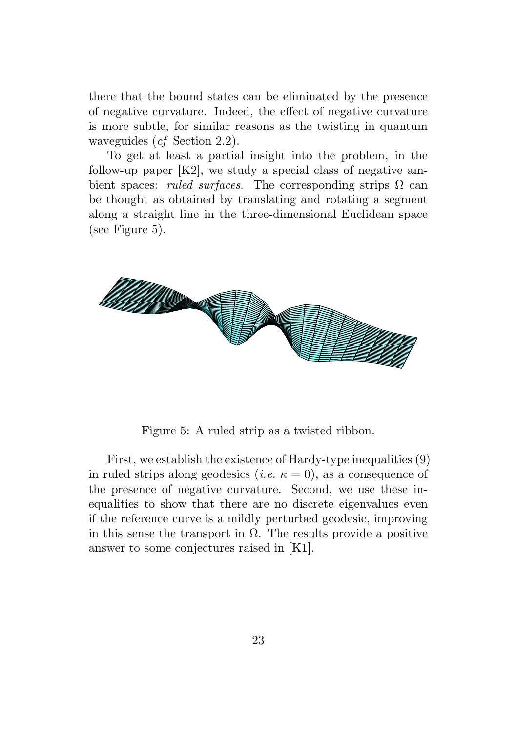there that the bound states can be eliminated by the presence of negative curvature. Indeed, the effect of negative curvature is more subtle, for similar reasons as the twisting in quantum waveguides (*cf* Section 2.2).

To get at least a partial insight into the problem, in the follow-up paper [K2], we study a special class of negative ambient spaces: *ruled surfaces*. The corresponding strips $\Omega$ can be thought as obtained by translating and rotating a segment along a straight line in the three-dimensional Euclidean space (see Figure 5).

Figure 5: A ruled strip as a twisted ribbon.

First, we establish the existence of Hardy-type inequalities (9) in ruled strips along geodesics (*i.e.* $\kappa = 0$), as a consequence of the presence of negative curvature. Second, we use these inequalities to show that there are no discrete eigenvalues even if the reference curve is a mildly perturbed geodesic, improving in this sense the transport in $\Omega$. The results provide a positive answer to some conjectures raised in [K1].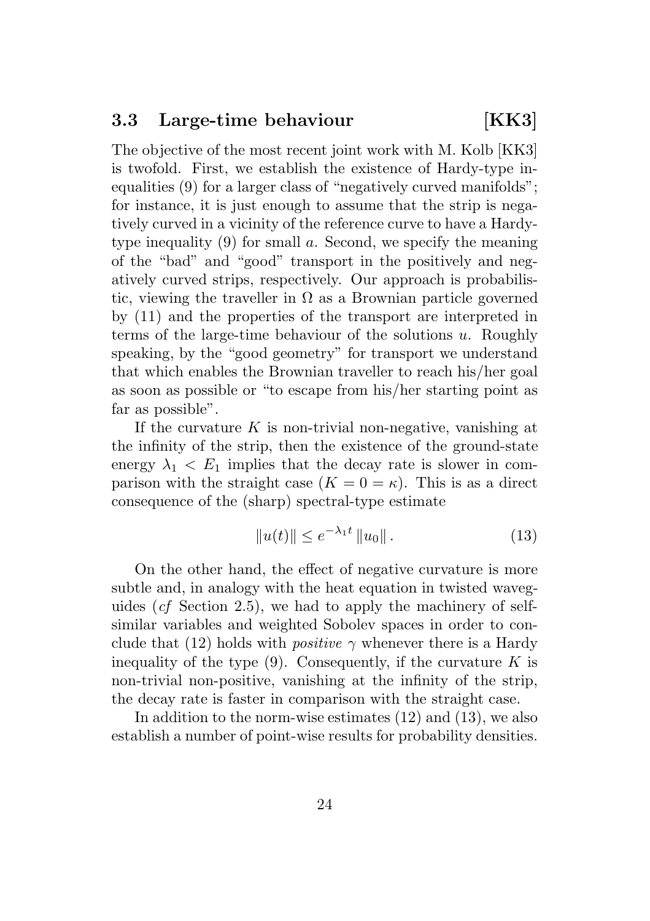### 3.3 Large-time behaviour [KK3]

The objective of the most recent joint work with M. Kolb [KK3] is twofold. First, we establish the existence of Hardy-type inequalities (9) for a larger class of "negatively curved manifolds"; for instance, it is just enough to assume that the strip is negatively curved in a vicinity of the reference curve to have a Hardy-type inequality (9) for small $a$. Second, we specify the meaning of the "bad" and "good" transport in the positively and negatively curved strips, respectively. Our approach is probabilistic, viewing the traveller in $\Omega$ as a Brownian particle governed by (11) and the properties of the transport are interpreted in terms of the large-time behaviour of the solutions $u$. Roughly speaking, by the "good geometry" for transport we understand that which enables the Brownian traveller to reach his/her goal as soon as possible or "to escape from his/her starting point as far as possible".

If the curvature $K$ is non-trivial non-negative, vanishing at the infinity of the strip, then the existence of the ground-state energy $\lambda_1 < E_1$ implies that the decay rate is slower in comparison with the straight case ($K = 0 = \kappa$). This is as a direct consequence of the (sharp) spectral-type estimate

$$\|u(t)\| \leq e^{-\lambda_1 t} \|u_0\| . \tag{13}$$

On the other hand, the effect of negative curvature is more subtle and, in analogy with the heat equation in twisted waveguides (*cf* Section 2.5), we had to apply the machinery of self-similar variables and weighted Sobolev spaces in order to conclude that (12) holds with *positive* $\gamma$ whenever there is a Hardy inequality of the type (9). Consequently, if the curvature $K$ is non-trivial non-positive, vanishing at the infinity of the strip, the decay rate is faster in comparison with the straight case.

In addition to the norm-wise estimates (12) and (13), we also establish a number of point-wise results for probability densities.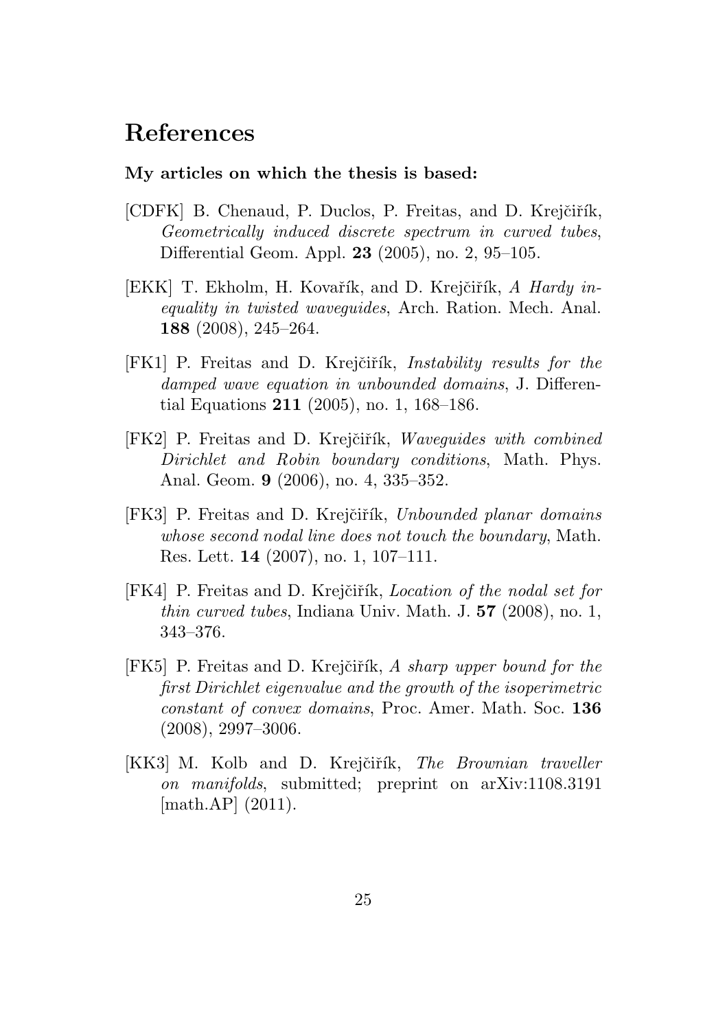# References

**My articles on which the thesis is based:**

[CDFK] B. Chenaud, P. Duclos, P. Freitas, and D. Krejčiřík, *Geometrically induced discrete spectrum in curved tubes*, Differential Geom. Appl. **23** (2005), no. 2, 95–105.

[EKK] T. Ekholm, H. Kovařík, and D. Krejčiřík, *A Hardy inequality in twisted waveguides*, Arch. Ration. Mech. Anal. **188** (2008), 245–264.

[FK1] P. Freitas and D. Krejčiřík, *Instability results for the damped wave equation in unbounded domains*, J. Differential Equations **211** (2005), no. 1, 168–186.

[FK2] P. Freitas and D. Krejčiřík, *Waveguides with combined Dirichlet and Robin boundary conditions*, Math. Phys. Anal. Geom. **9** (2006), no. 4, 335–352.

[FK3] P. Freitas and D. Krejčiřík, *Unbounded planar domains whose second nodal line does not touch the boundary*, Math. Res. Lett. **14** (2007), no. 1, 107–111.

[FK4] P. Freitas and D. Krejčiřík, *Location of the nodal set for thin curved tubes*, Indiana Univ. Math. J. **57** (2008), no. 1, 343–376.

[FK5] P. Freitas and D. Krejčiřík, *A sharp upper bound for the first Dirichlet eigenvalue and the growth of the isoperimetric constant of convex domains*, Proc. Amer. Math. Soc. **136** (2008), 2997–3006.

[KK3] M. Kolb and D. Krejčiřík, *The Brownian traveller on manifolds*, submitted; preprint on arXiv:1108.3191 [math.AP] (2011).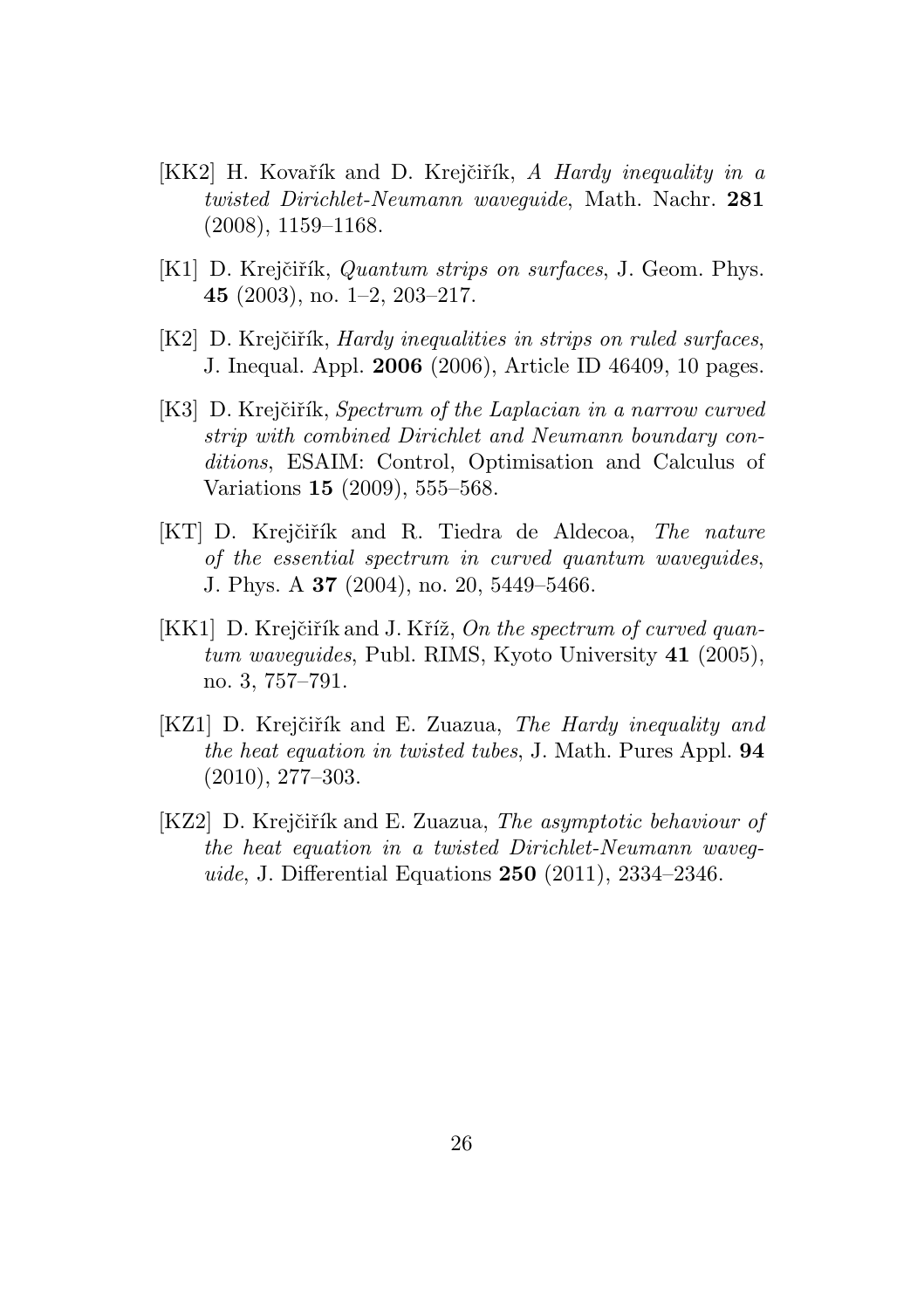[KK2] H. Kovařík and D. Krejčiřík, *A Hardy inequality in a twisted Dirichlet-Neumann waveguide*, Math. Nachr. **281** (2008), 1159–1168.

[K1] D. Krejčiřík, *Quantum strips on surfaces*, J. Geom. Phys. **45** (2003), no. 1–2, 203–217.

[K2] D. Krejčiřík, *Hardy inequalities in strips on ruled surfaces*, J. Inequal. Appl. **2006** (2006), Article ID 46409, 10 pages.

[K3] D. Krejčiřík, *Spectrum of the Laplacian in a narrow curved strip with combined Dirichlet and Neumann boundary conditions*, ESAIM: Control, Optimisation and Calculus of Variations **15** (2009), 555–568.

[KT] D. Krejčiřík and R. Tiedra de Aldecoa, *The nature of the essential spectrum in curved quantum waveguides*, J. Phys. A **37** (2004), no. 20, 5449–5466.

[KK1] D. Krejčiřík and J. Kříž, *On the spectrum of curved quantum waveguides*, Publ. RIMS, Kyoto University **41** (2005), no. 3, 757–791.

[KZ1] D. Krejčiřík and E. Zuazua, *The Hardy inequality and the heat equation in twisted tubes*, J. Math. Pures Appl. **94** (2010), 277–303.

[KZ2] D. Krejčiřík and E. Zuazua, *The asymptotic behaviour of the heat equation in a twisted Dirichlet-Neumann waveguide*, J. Differential Equations **250** (2011), 2334–2346.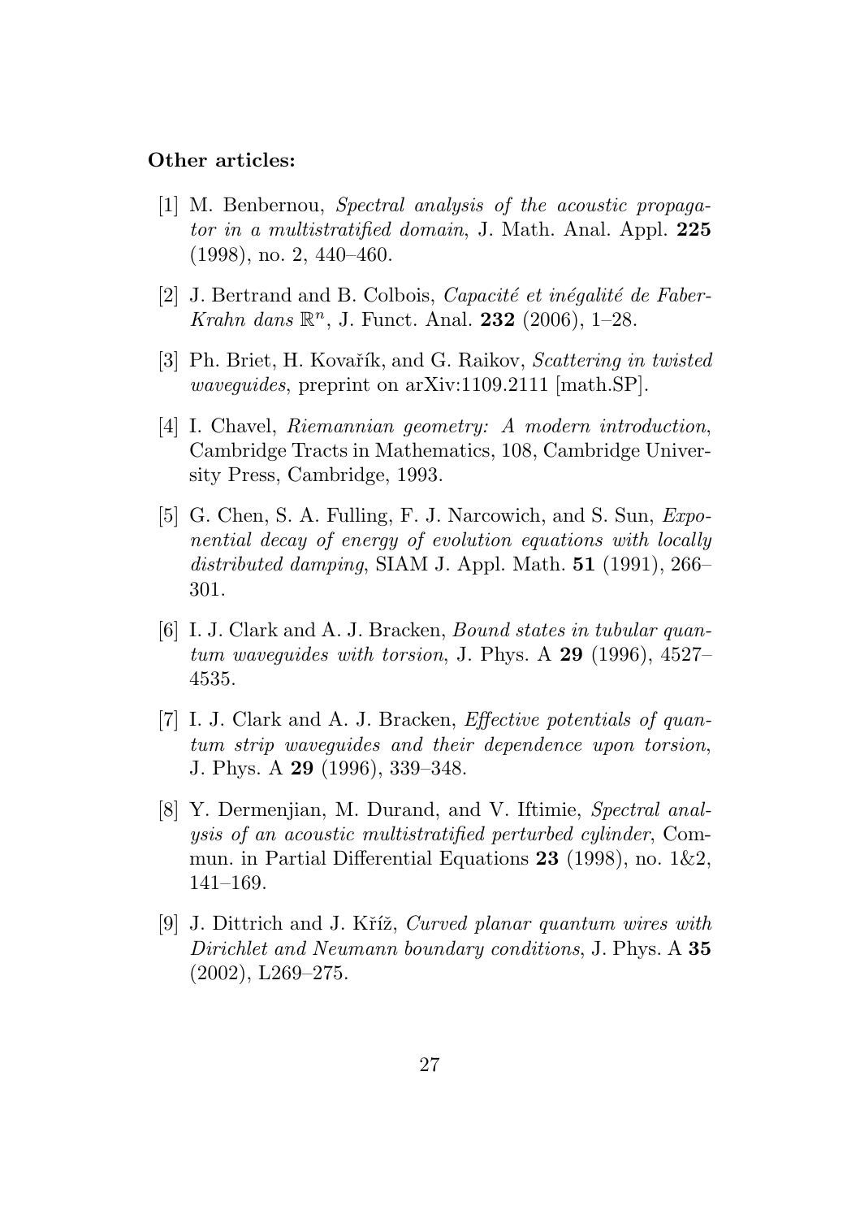**Other articles:**

[1] M. Benbernou, *Spectral analysis of the acoustic propagator in a multistratified domain*, J. Math. Anal. Appl. **225** (1998), no. 2, 440–460.

[2] J. Bertrand and B. Colbois, *Capacité et inégalité de Faber-Krahn dans* $\mathbb{R}^n$, J. Funct. Anal. **232** (2006), 1–28.

[3] Ph. Briet, H. Kovařík, and G. Raikov, *Scattering in twisted waveguides*, preprint on arXiv:1109.2111 [math.SP].

[4] I. Chavel, *Riemannian geometry: A modern introduction*, Cambridge Tracts in Mathematics, 108, Cambridge University Press, Cambridge, 1993.

[5] G. Chen, S. A. Fulling, F. J. Narcowich, and S. Sun, *Exponential decay of energy of evolution equations with locally distributed damping*, SIAM J. Appl. Math. **51** (1991), 266–301.

[6] I. J. Clark and A. J. Bracken, *Bound states in tubular quantum waveguides with torsion*, J. Phys. A **29** (1996), 4527–4535.

[7] I. J. Clark and A. J. Bracken, *Effective potentials of quantum strip waveguides and their dependence upon torsion*, J. Phys. A **29** (1996), 339–348.

[8] Y. Dermenjian, M. Durand, and V. Iftimie, *Spectral analysis of an acoustic multistratified perturbed cylinder*, Commun. in Partial Differential Equations **23** (1998), no. 1&2, 141–169.

[9] J. Dittrich and J. Kříž, *Curved planar quantum wires with Dirichlet and Neumann boundary conditions*, J. Phys. A **35** (2002), L269–275.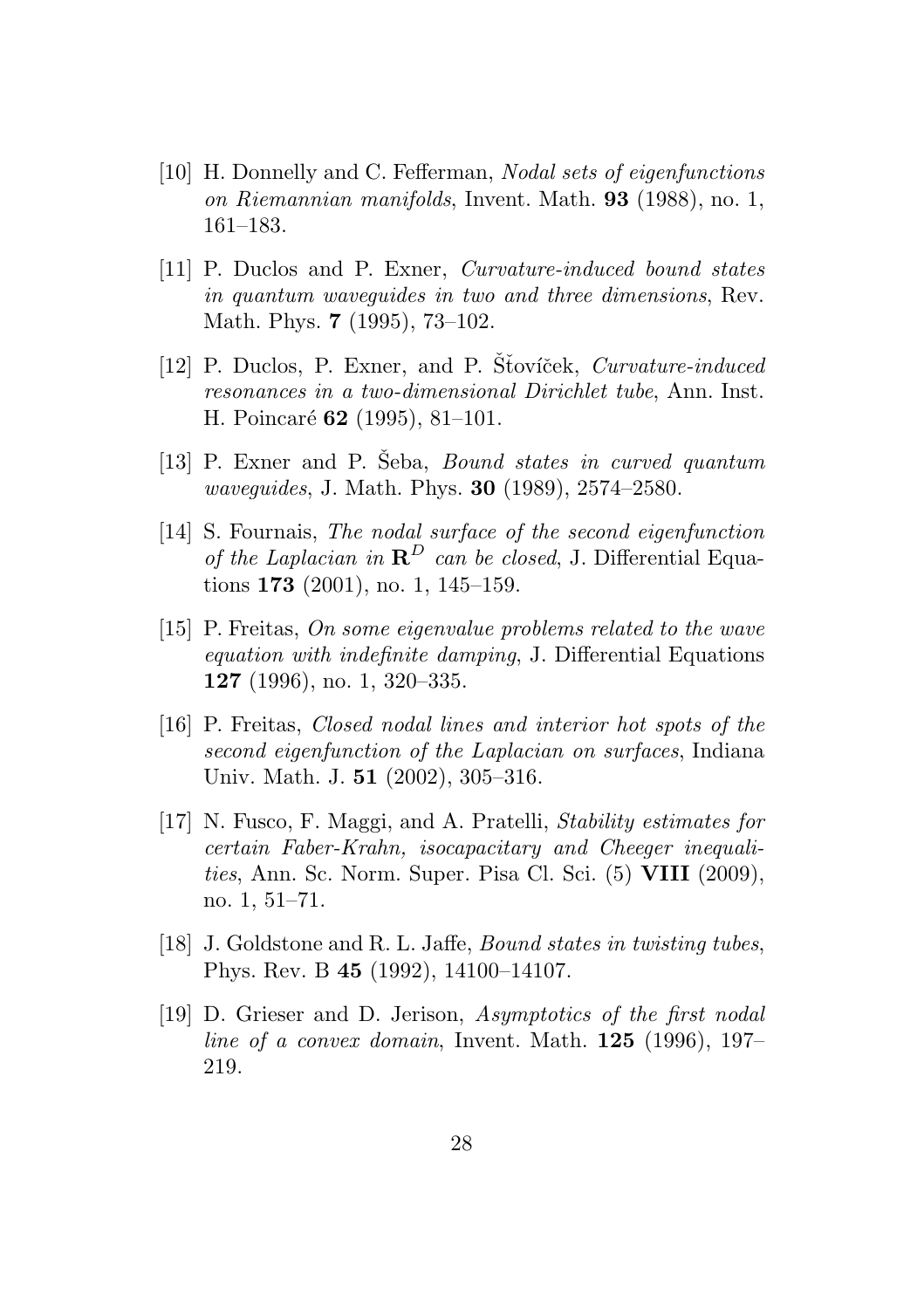[10] H. Donnelly and C. Fefferman, *Nodal sets of eigenfunctions on Riemannian manifolds*, Invent. Math. **93** (1988), no. 1, 161–183.

[11] P. Duclos and P. Exner, *Curvature-induced bound states in quantum waveguides in two and three dimensions*, Rev. Math. Phys. **7** (1995), 73–102.

[12] P. Duclos, P. Exner, and P. Šťovíček, *Curvature-induced resonances in a two-dimensional Dirichlet tube*, Ann. Inst. H. Poincaré **62** (1995), 81–101.

[13] P. Exner and P. Šeba, *Bound states in curved quantum waveguides*, J. Math. Phys. **30** (1989), 2574–2580.

[14] S. Fournais, *The nodal surface of the second eigenfunction of the Laplacian in $\mathbf{R}^D$ can be closed*, J. Differential Equations **173** (2001), no. 1, 145–159.

[15] P. Freitas, *On some eigenvalue problems related to the wave equation with indefinite damping*, J. Differential Equations **127** (1996), no. 1, 320–335.

[16] P. Freitas, *Closed nodal lines and interior hot spots of the second eigenfunction of the Laplacian on surfaces*, Indiana Univ. Math. J. **51** (2002), 305–316.

[17] N. Fusco, F. Maggi, and A. Pratelli, *Stability estimates for certain Faber-Krahn, isocapacitary and Cheeger inequalities*, Ann. Sc. Norm. Super. Pisa Cl. Sci. (5) **VIII** (2009), no. 1, 51–71.

[18] J. Goldstone and R. L. Jaffe, *Bound states in twisting tubes*, Phys. Rev. B **45** (1992), 14100–14107.

[19] D. Grieser and D. Jerison, *Asymptotics of the first nodal line of a convex domain*, Invent. Math. **125** (1996), 197–219.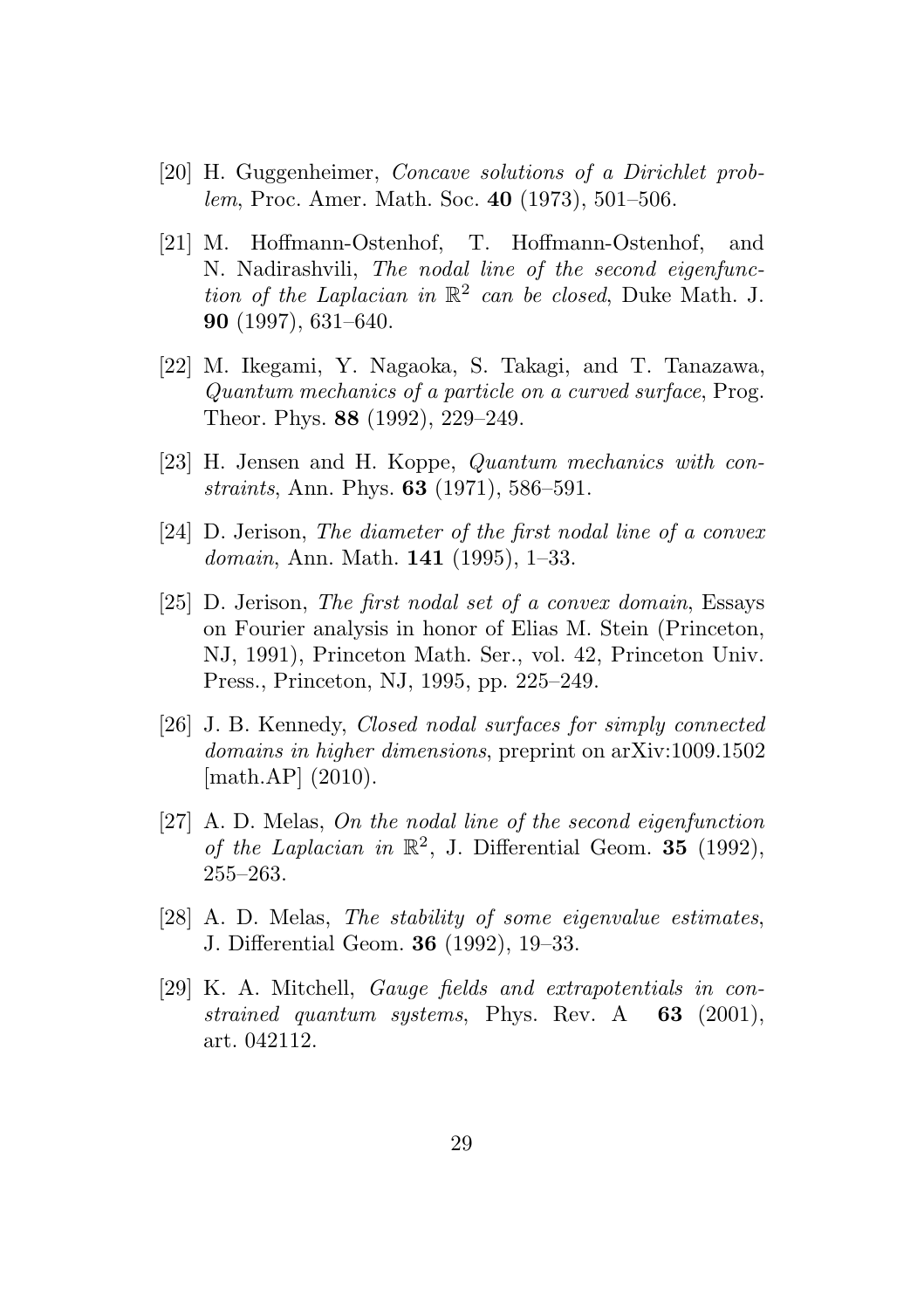[20] H. Guggenheimer, *Concave solutions of a Dirichlet problem*, Proc. Amer. Math. Soc. **40** (1973), 501–506.

[21] M. Hoffmann-Ostenhof, T. Hoffmann-Ostenhof, and N. Nadirashvili, *The nodal line of the second eigenfunction of the Laplacian in* $\mathbb{R}^2$ *can be closed*, Duke Math. J. **90** (1997), 631–640.

[22] M. Ikegami, Y. Nagaoka, S. Takagi, and T. Tanazawa, *Quantum mechanics of a particle on a curved surface*, Prog. Theor. Phys. **88** (1992), 229–249.

[23] H. Jensen and H. Koppe, *Quantum mechanics with constraints*, Ann. Phys. **63** (1971), 586–591.

[24] D. Jerison, *The diameter of the first nodal line of a convex domain*, Ann. Math. **141** (1995), 1–33.

[25] D. Jerison, *The first nodal set of a convex domain*, Essays on Fourier analysis in honor of Elias M. Stein (Princeton, NJ, 1991), Princeton Math. Ser., vol. 42, Princeton Univ. Press., Princeton, NJ, 1995, pp. 225–249.

[26] J. B. Kennedy, *Closed nodal surfaces for simply connected domains in higher dimensions*, preprint on arXiv:1009.1502 [math.AP] (2010).

[27] A. D. Melas, *On the nodal line of the second eigenfunction of the Laplacian in* $\mathbb{R}^2$, J. Differential Geom. **35** (1992), 255–263.

[28] A. D. Melas, *The stability of some eigenvalue estimates*, J. Differential Geom. **36** (1992), 19–33.

[29] K. A. Mitchell, *Gauge fields and extrapotentials in constrained quantum systems*, Phys. Rev. A **63** (2001), art. 042112.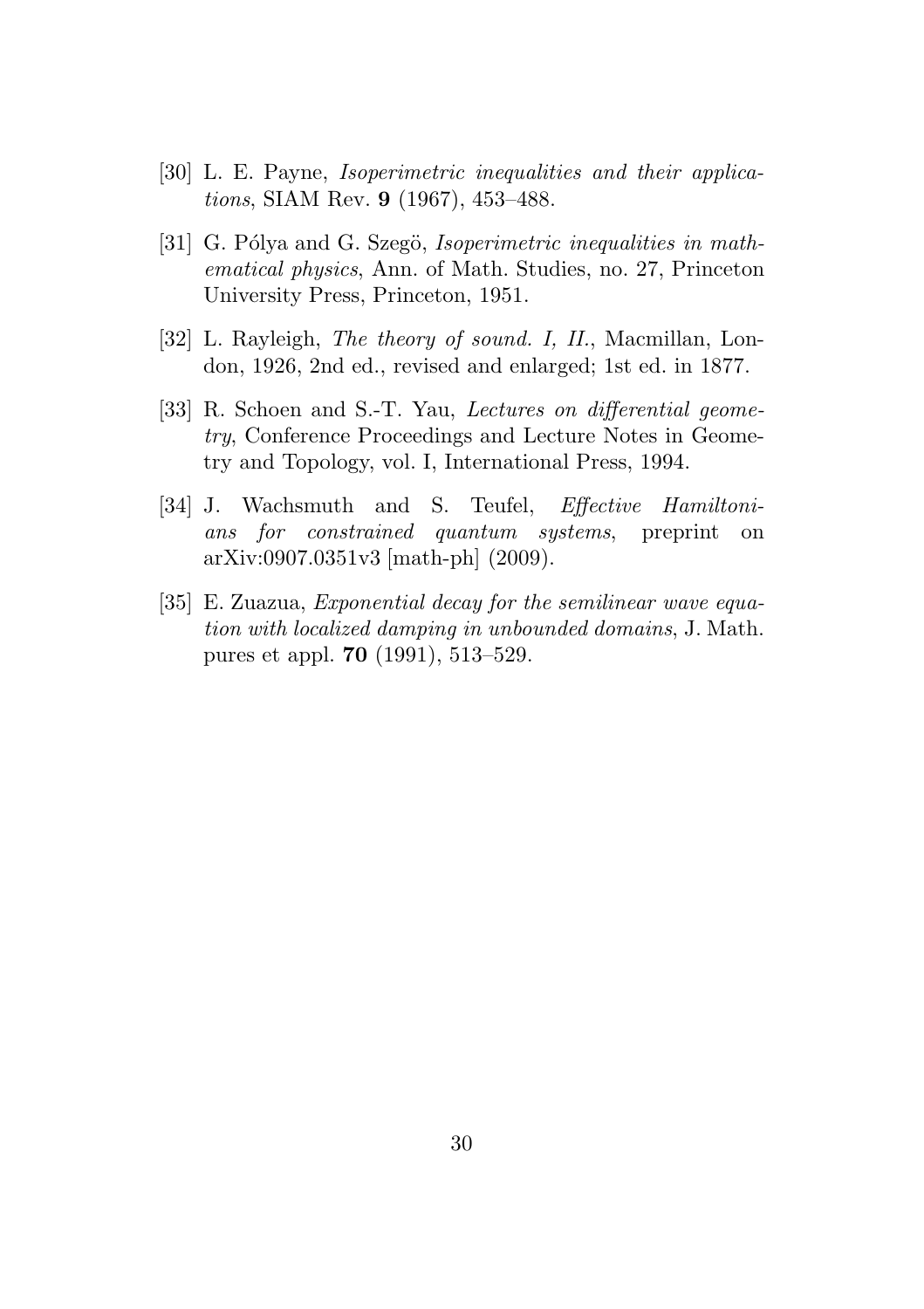[30] L. E. Payne, *Isoperimetric inequalities and their applications*, SIAM Rev. **9** (1967), 453–488.

[31] G. Pólya and G. Szegö, *Isoperimetric inequalities in mathematical physics*, Ann. of Math. Studies, no. 27, Princeton University Press, Princeton, 1951.

[32] L. Rayleigh, *The theory of sound. I, II.*, Macmillan, London, 1926, 2nd ed., revised and enlarged; 1st ed. in 1877.

[33] R. Schoen and S.-T. Yau, *Lectures on differential geometry*, Conference Proceedings and Lecture Notes in Geometry and Topology, vol. I, International Press, 1994.

[34] J. Wachsmuth and S. Teufel, *Effective Hamiltonians for constrained quantum systems*, preprint on arXiv:0907.0351v3 [math-ph] (2009).

[35] E. Zuazua, *Exponential decay for the semilinear wave equation with localized damping in unbounded domains*, J. Math. pures et appl. **70** (1991), 513–529.